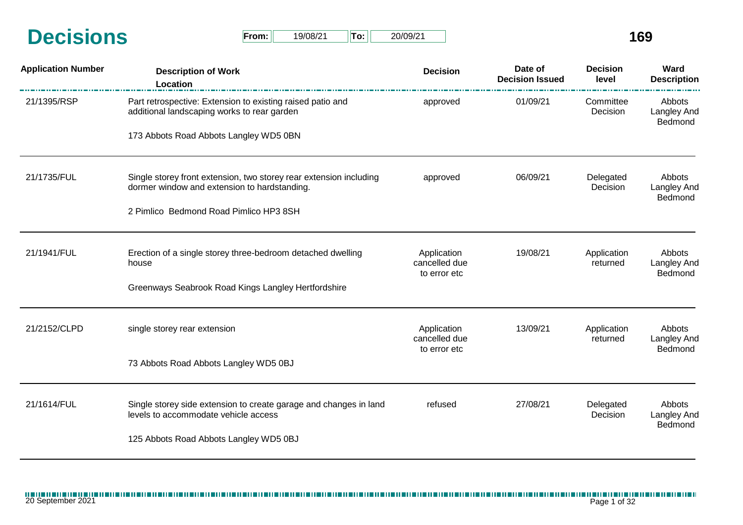# Decisions

**From:** 19/08/21 **To:** 20/09/21

**169**

| Application Number | Description of Work / Location | Decision | Date of Decision Issued | Decision level | Ward Description |
|---|---|---|---|---|---|
| 21/1395/RSP | Part retrospective: Extension to existing raised patio and additional landscaping works to rear garden<br><br>173 Abbots Road Abbots Langley WD5 0BN | approved | 01/09/21 | Committee Decision | Abbots Langley And Bedmond |
| 21/1735/FUL | Single storey front extension, two storey rear extension including dormer window and extension to hardstanding.<br><br>2 Pimlico Bedmond Road Pimlico HP3 8SH | approved | 06/09/21 | Delegated Decision | Abbots Langley And Bedmond |
| 21/1941/FUL | Erection of a single storey three-bedroom detached dwelling house<br><br>Greenways Seabrook Road Kings Langley Hertfordshire | Application cancelled due to error etc | 19/08/21 | Application returned | Abbots Langley And Bedmond |
| 21/2152/CLPD | single storey rear extension<br><br>73 Abbots Road Abbots Langley WD5 0BJ | Application cancelled due to error etc | 13/09/21 | Application returned | Abbots Langley And Bedmond |
| 21/1614/FUL | Single storey side extension to create garage and changes in land levels to accommodate vehicle access<br><br>125 Abbots Road Abbots Langley WD5 0BJ | refused | 27/08/21 | Delegated Decision | Abbots Langley And Bedmond |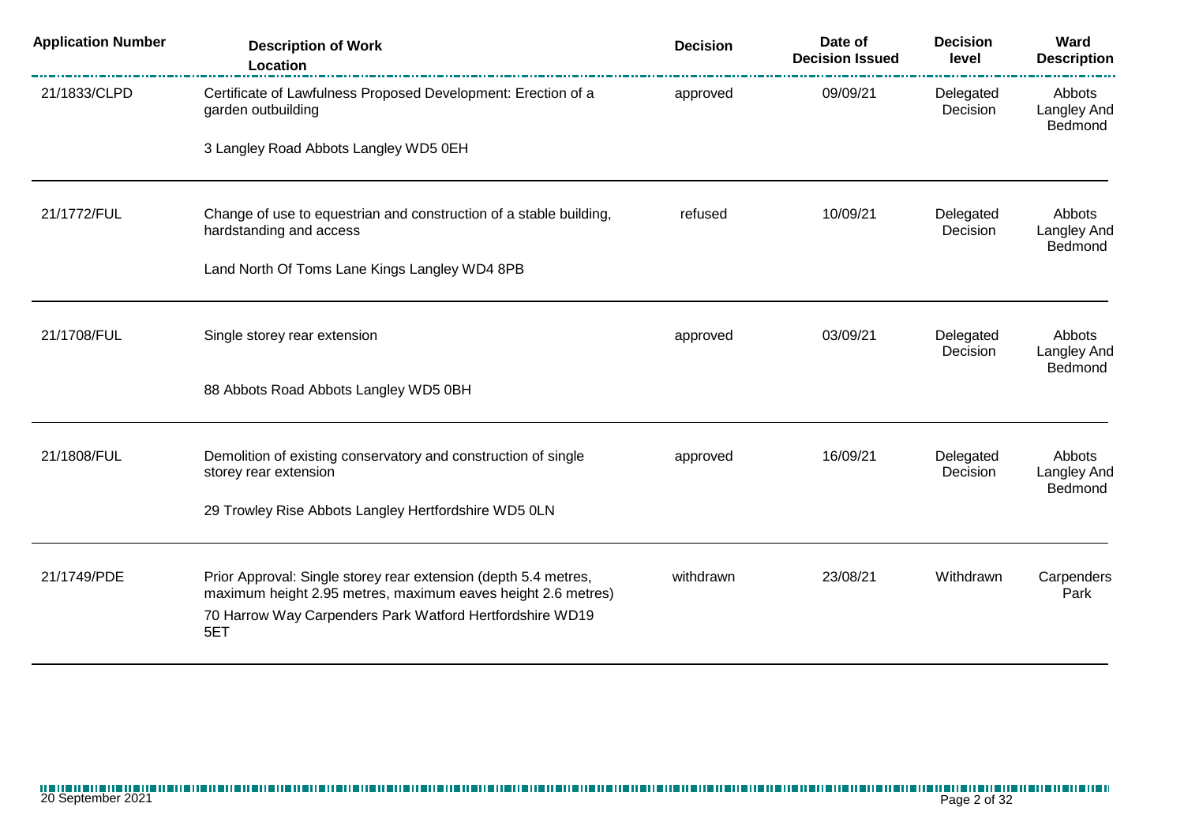| Application Number | Description of Work<br>Location | Decision | Date of Decision Issued | Decision level | Ward Description |
|---|---|---|---|---|---|
| 21/1833/CLPD | Certificate of Lawfulness Proposed Development: Erection of a garden outbuilding<br>3 Langley Road Abbots Langley WD5 0EH | approved | 09/09/21 | Delegated Decision | Abbots Langley And Bedmond |
| 21/1772/FUL | Change of use to equestrian and construction of a stable building, hardstanding and access<br>Land North Of Toms Lane Kings Langley WD4 8PB | refused | 10/09/21 | Delegated Decision | Abbots Langley And Bedmond |
| 21/1708/FUL | Single storey rear extension<br>88 Abbots Road Abbots Langley WD5 0BH | approved | 03/09/21 | Delegated Decision | Abbots Langley And Bedmond |
| 21/1808/FUL | Demolition of existing conservatory and construction of single storey rear extension<br>29 Trowley Rise Abbots Langley Hertfordshire WD5 0LN | approved | 16/09/21 | Delegated Decision | Abbots Langley And Bedmond |
| 21/1749/PDE | Prior Approval: Single storey rear extension (depth 5.4 metres, maximum height 2.95 metres, maximum eaves height 2.6 metres)<br>70 Harrow Way Carpenders Park Watford Hertfordshire WD19 5ET | withdrawn | 23/08/21 | Withdrawn | Carpenders Park |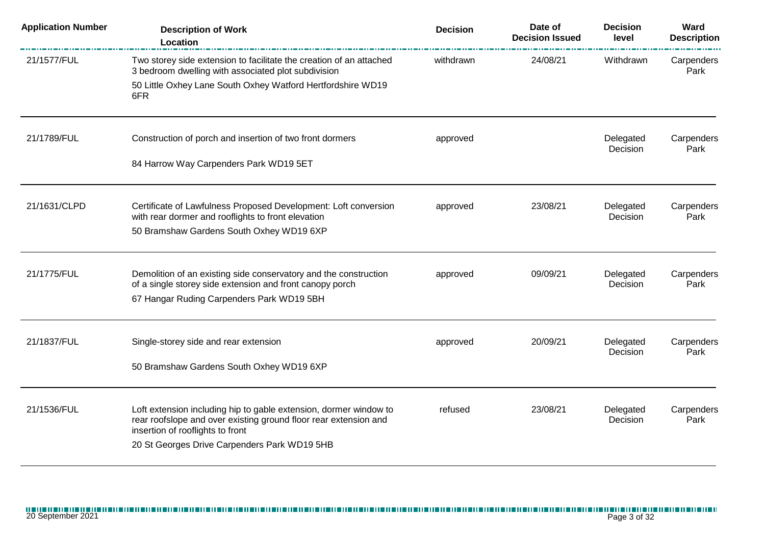| Application Number | Description of Work<br>Location | Decision | Date of Decision Issued | Decision level | Ward Description |
|---|---|---|---|---|---|
| 21/1577/FUL | Two storey side extension to facilitate the creation of an attached 3 bedroom dwelling with associated plot subdivision<br>50 Little Oxhey Lane South Oxhey Watford Hertfordshire WD19 6FR | withdrawn | 24/08/21 | Withdrawn | Carpenders Park |
| 21/1789/FUL | Construction of porch and insertion of two front dormers<br>84 Harrow Way Carpenders Park WD19 5ET | approved | | Delegated Decision | Carpenders Park |
| 21/1631/CLPD | Certificate of Lawfulness Proposed Development: Loft conversion with rear dormer and rooflights to front elevation<br>50 Bramshaw Gardens South Oxhey WD19 6XP | approved | 23/08/21 | Delegated Decision | Carpenders Park |
| 21/1775/FUL | Demolition of an existing side conservatory and the construction of a single storey side extension and front canopy porch<br>67 Hangar Ruding Carpenders Park WD19 5BH | approved | 09/09/21 | Delegated Decision | Carpenders Park |
| 21/1837/FUL | Single-storey side and rear extension<br>50 Bramshaw Gardens South Oxhey WD19 6XP | approved | 20/09/21 | Delegated Decision | Carpenders Park |
| 21/1536/FUL | Loft extension including hip to gable extension, dormer window to rear roofslope and over existing ground floor rear extension and insertion of rooflights to front<br>20 St Georges Drive Carpenders Park WD19 5HB | refused | 23/08/21 | Delegated Decision | Carpenders Park |

20 September 2021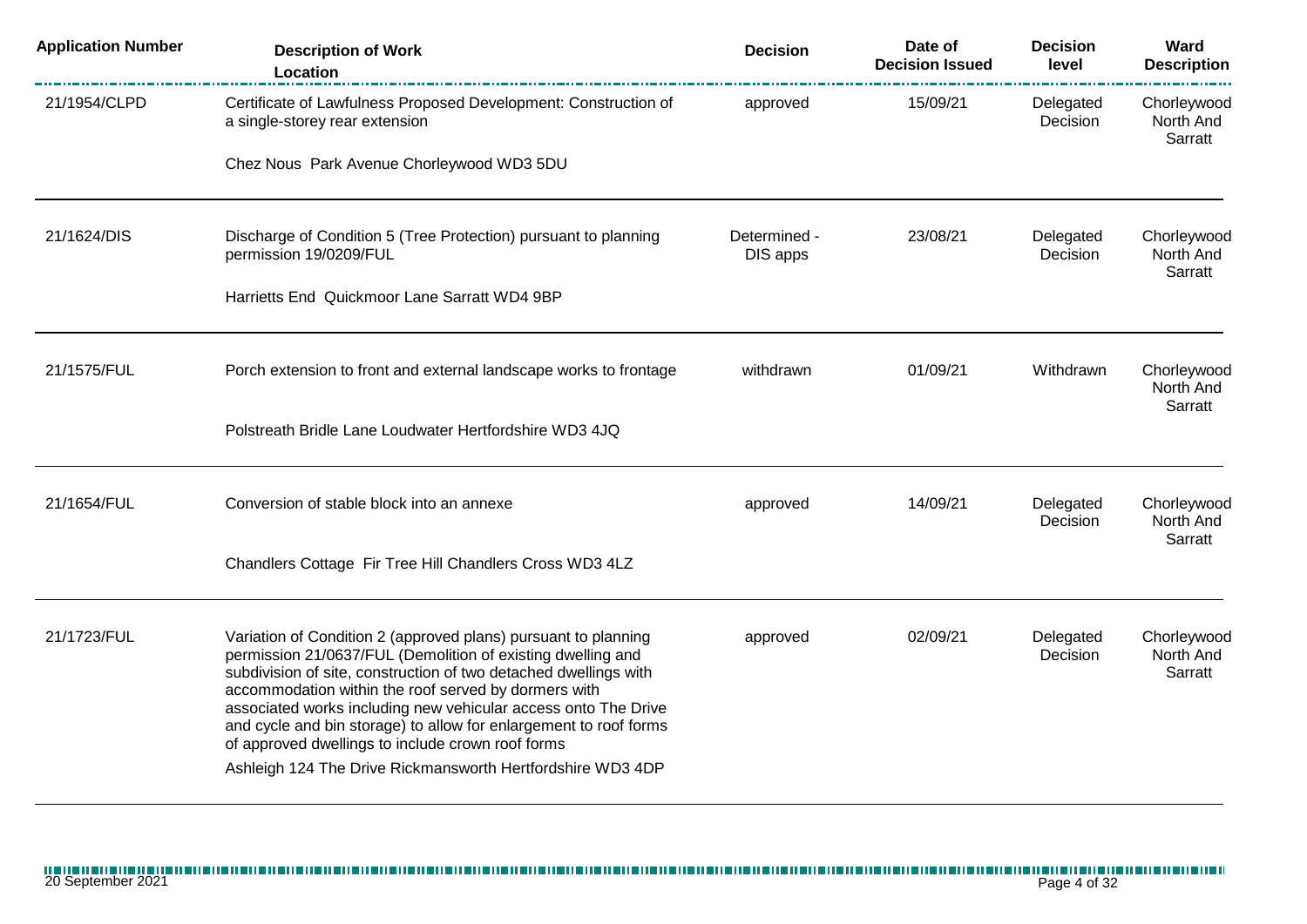| Application Number | Description of Work<br>Location | Decision | Date of Decision Issued | Decision level | Ward Description |
|---|---|---|---|---|---|
| 21/1954/CLPD | Certificate of Lawfulness Proposed Development: Construction of a single-storey rear extension<br><br>Chez Nous Park Avenue Chorleywood WD3 5DU | approved | 15/09/21 | Delegated Decision | Chorleywood North And Sarratt |
| 21/1624/DIS | Discharge of Condition 5 (Tree Protection) pursuant to planning permission 19/0209/FUL<br><br>Harrietts End Quickmoor Lane Sarratt WD4 9BP | Determined - DIS apps | 23/08/21 | Delegated Decision | Chorleywood North And Sarratt |
| 21/1575/FUL | Porch extension to front and external landscape works to frontage<br><br>Polstreath Bridle Lane Loudwater Hertfordshire WD3 4JQ | withdrawn | 01/09/21 | Withdrawn | Chorleywood North And Sarratt |
| 21/1654/FUL | Conversion of stable block into an annexe<br><br>Chandlers Cottage Fir Tree Hill Chandlers Cross WD3 4LZ | approved | 14/09/21 | Delegated Decision | Chorleywood North And Sarratt |
| 21/1723/FUL | Variation of Condition 2 (approved plans) pursuant to planning permission 21/0637/FUL (Demolition of existing dwelling and subdivision of site, construction of two detached dwellings with accommodation within the roof served by dormers with associated works including new vehicular access onto The Drive and cycle and bin storage) to allow for enlargement to roof forms of approved dwellings to include crown roof forms<br><br>Ashleigh 124 The Drive Rickmansworth Hertfordshire WD3 4DP | approved | 02/09/21 | Delegated Decision | Chorleywood North And Sarratt |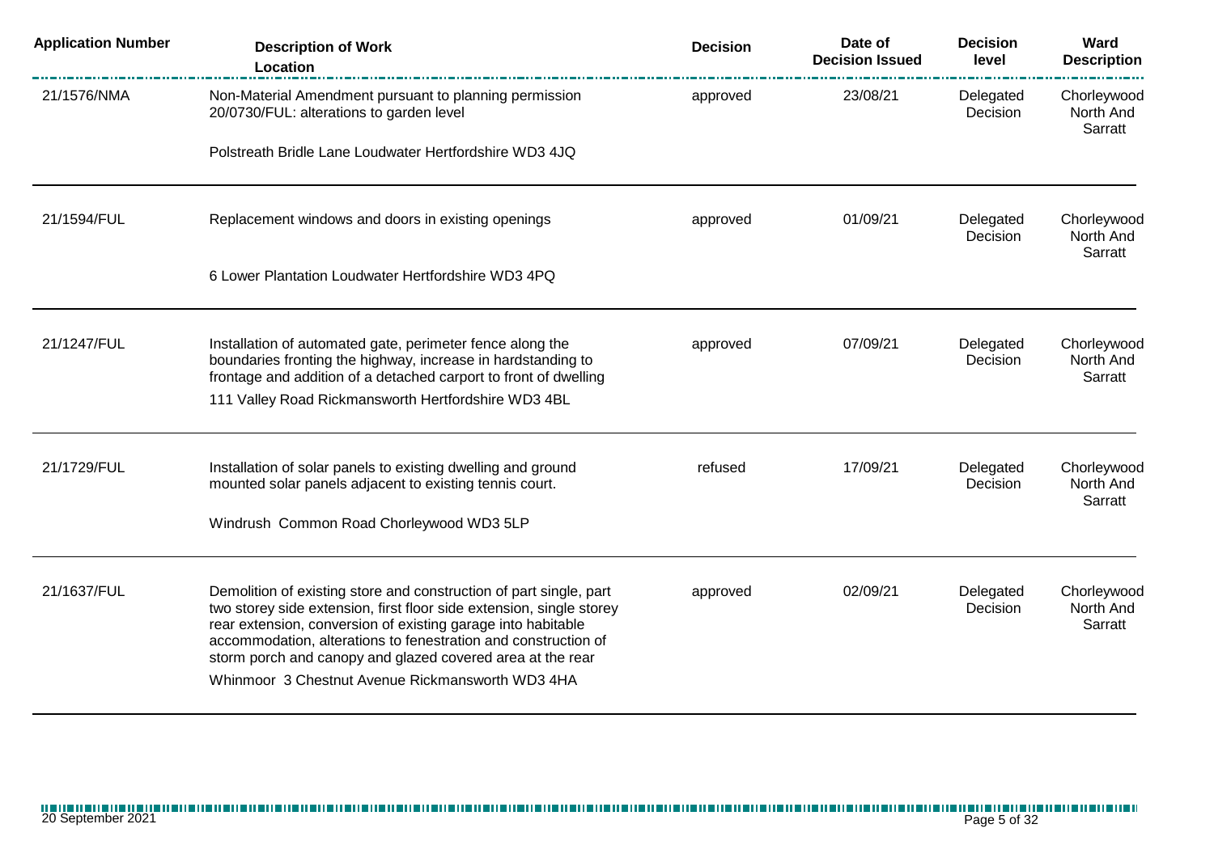| Application Number | Description of Work<br>Location | Decision | Date of Decision Issued | Decision level | Ward Description |
|---|---|---|---|---|---|
| 21/1576/NMA | Non-Material Amendment pursuant to planning permission 20/0730/FUL: alterations to garden level<br><br>Polstreath Bridle Lane Loudwater Hertfordshire WD3 4JQ | approved | 23/08/21 | Delegated Decision | Chorleywood North And Sarratt |
| 21/1594/FUL | Replacement windows and doors in existing openings<br><br>6 Lower Plantation Loudwater Hertfordshire WD3 4PQ | approved | 01/09/21 | Delegated Decision | Chorleywood North And Sarratt |
| 21/1247/FUL | Installation of automated gate, perimeter fence along the boundaries fronting the highway, increase in hardstanding to frontage and addition of a detached carport to front of dwelling<br><br>111 Valley Road Rickmansworth Hertfordshire WD3 4BL | approved | 07/09/21 | Delegated Decision | Chorleywood North And Sarratt |
| 21/1729/FUL | Installation of solar panels to existing dwelling and ground mounted solar panels adjacent to existing tennis court.<br><br>Windrush Common Road Chorleywood WD3 5LP | refused | 17/09/21 | Delegated Decision | Chorleywood North And Sarratt |
| 21/1637/FUL | Demolition of existing store and construction of part single, part two storey side extension, first floor side extension, single storey rear extension, conversion of existing garage into habitable accommodation, alterations to fenestration and construction of storm porch and canopy and glazed covered area at the rear<br><br>Whinmoor 3 Chestnut Avenue Rickmansworth WD3 4HA | approved | 02/09/21 | Delegated Decision | Chorleywood North And Sarratt |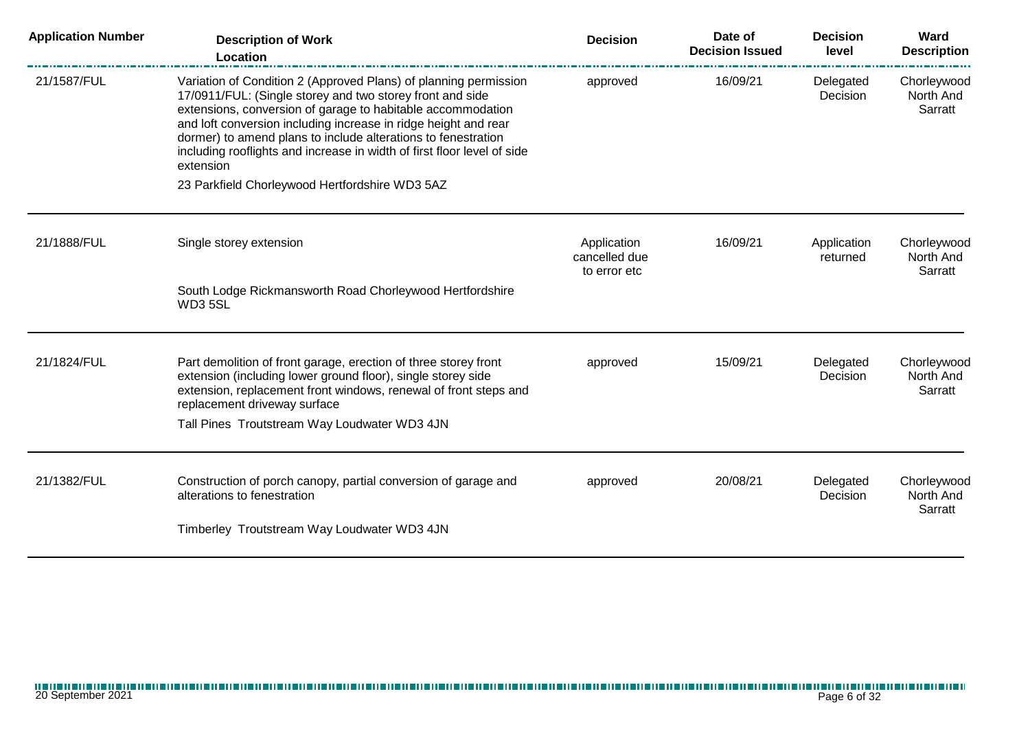| Application Number | Description of Work<br>Location | Decision | Date of Decision Issued | Decision level | Ward Description |
|---|---|---|---|---|---|
| 21/1587/FUL | Variation of Condition 2 (Approved Plans) of planning permission 17/0911/FUL: (Single storey and two storey front and side extensions, conversion of garage to habitable accommodation and loft conversion including increase in ridge height and rear dormer) to amend plans to include alterations to fenestration including rooflights and increase in width of first floor level of side extension<br>23 Parkfield Chorleywood Hertfordshire WD3 5AZ | approved | 16/09/21 | Delegated Decision | Chorleywood North And Sarratt |
| 21/1888/FUL | Single storey extension<br>South Lodge Rickmansworth Road Chorleywood Hertfordshire WD3 5SL | Application cancelled due to error etc | 16/09/21 | Application returned | Chorleywood North And Sarratt |
| 21/1824/FUL | Part demolition of front garage, erection of three storey front extension (including lower ground floor), single storey side extension, replacement front windows, renewal of front steps and replacement driveway surface<br>Tall Pines Troutstream Way Loudwater WD3 4JN | approved | 15/09/21 | Delegated Decision | Chorleywood North And Sarratt |
| 21/1382/FUL | Construction of porch canopy, partial conversion of garage and alterations to fenestration<br>Timberley Troutstream Way Loudwater WD3 4JN | approved | 20/08/21 | Delegated Decision | Chorleywood North And Sarratt |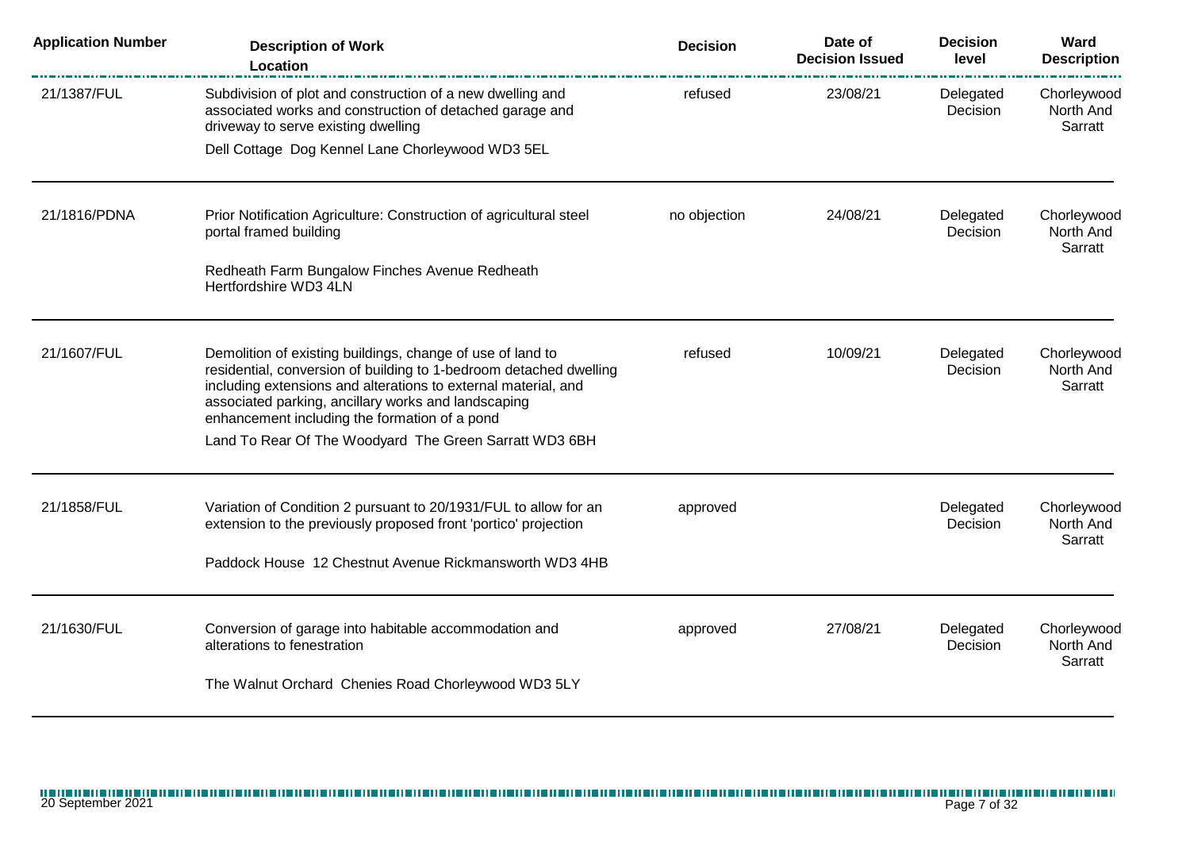| Application Number | Description of Work<br>Location | Decision | Date of Decision Issued | Decision level | Ward Description |
|---|---|---|---|---|---|
| 21/1387/FUL | Subdivision of plot and construction of a new dwelling and associated works and construction of detached garage and driveway to serve existing dwelling<br>Dell Cottage Dog Kennel Lane Chorleywood WD3 5EL | refused | 23/08/21 | Delegated Decision | Chorleywood North And Sarratt |
| 21/1816/PDNA | Prior Notification Agriculture: Construction of agricultural steel portal framed building<br>Redheath Farm Bungalow Finches Avenue Redheath Hertfordshire WD3 4LN | no objection | 24/08/21 | Delegated Decision | Chorleywood North And Sarratt |
| 21/1607/FUL | Demolition of existing buildings, change of use of land to residential, conversion of building to 1-bedroom detached dwelling including extensions and alterations to external material, and associated parking, ancillary works and landscaping enhancement including the formation of a pond<br>Land To Rear Of The Woodyard The Green Sarratt WD3 6BH | refused | 10/09/21 | Delegated Decision | Chorleywood North And Sarratt |
| 21/1858/FUL | Variation of Condition 2 pursuant to 20/1931/FUL to allow for an extension to the previously proposed front 'portico' projection<br>Paddock House 12 Chestnut Avenue Rickmansworth WD3 4HB | approved | | Delegated Decision | Chorleywood North And Sarratt |
| 21/1630/FUL | Conversion of garage into habitable accommodation and alterations to fenestration<br>The Walnut Orchard Chenies Road Chorleywood WD3 5LY | approved | 27/08/21 | Delegated Decision | Chorleywood North And Sarratt |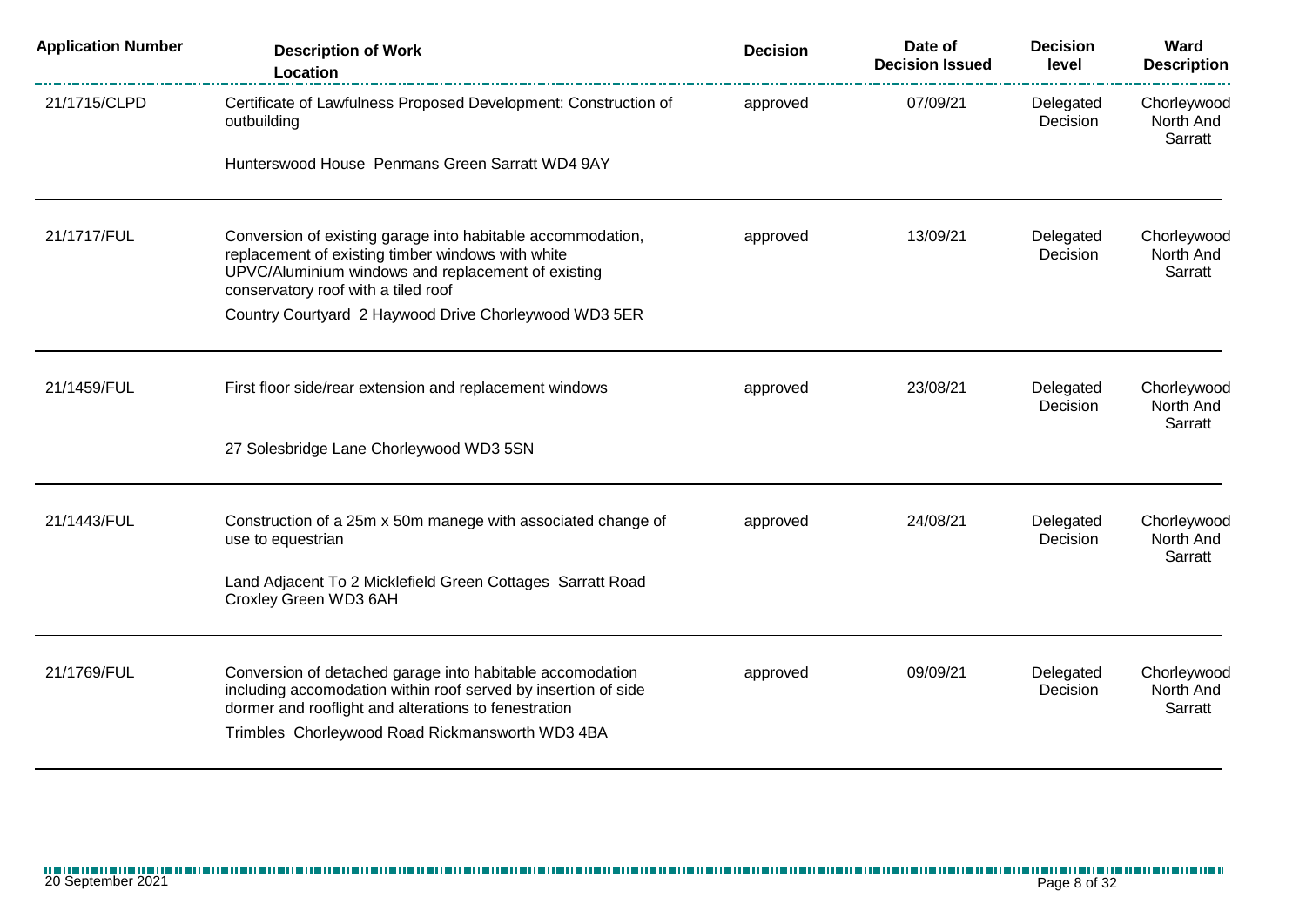| Application Number | Description of Work<br>Location | Decision | Date of Decision Issued | Decision level | Ward Description |
|---|---|---|---|---|---|
| 21/1715/CLPD | Certificate of Lawfulness Proposed Development: Construction of outbuilding<br>Hunterswood House Penmans Green Sarratt WD4 9AY | approved | 07/09/21 | Delegated Decision | Chorleywood North And Sarratt |
| 21/1717/FUL | Conversion of existing garage into habitable accommodation, replacement of existing timber windows with white UPVC/Aluminium windows and replacement of existing conservatory roof with a tiled roof<br>Country Courtyard 2 Haywood Drive Chorleywood WD3 5ER | approved | 13/09/21 | Delegated Decision | Chorleywood North And Sarratt |
| 21/1459/FUL | First floor side/rear extension and replacement windows<br>27 Solesbridge Lane Chorleywood WD3 5SN | approved | 23/08/21 | Delegated Decision | Chorleywood North And Sarratt |
| 21/1443/FUL | Construction of a 25m x 50m manege with associated change of use to equestrian<br>Land Adjacent To 2 Micklefield Green Cottages Sarratt Road Croxley Green WD3 6AH | approved | 24/08/21 | Delegated Decision | Chorleywood North And Sarratt |
| 21/1769/FUL | Conversion of detached garage into habitable accomodation including accomodation within roof served by insertion of side dormer and rooflight and alterations to fenestration<br>Trimbles Chorleywood Road Rickmansworth WD3 4BA | approved | 09/09/21 | Delegated Decision | Chorleywood North And Sarratt |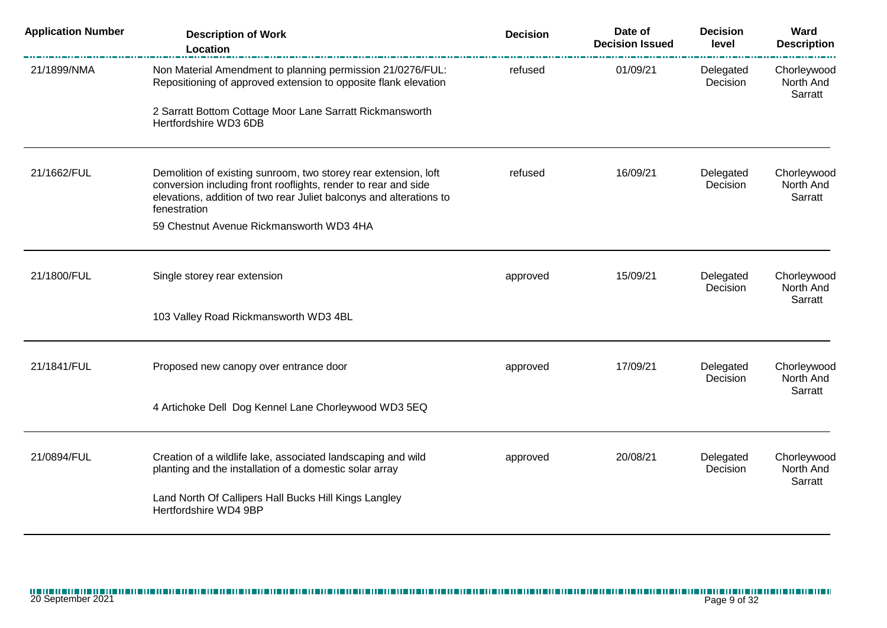| Application Number | Description of Work<br>Location | Decision | Date of Decision Issued | Decision level | Ward Description |
|---|---|---|---|---|---|
| 21/1899/NMA | Non Material Amendment to planning permission 21/0276/FUL: Repositioning of approved extension to opposite flank elevation<br><br>2 Sarratt Bottom Cottage Moor Lane Sarratt Rickmansworth Hertfordshire WD3 6DB | refused | 01/09/21 | Delegated Decision | Chorleywood North And Sarratt |
| 21/1662/FUL | Demolition of existing sunroom, two storey rear extension, loft conversion including front rooflights, render to rear and side elevations, addition of two rear Juliet balconys and alterations to fenestration<br><br>59 Chestnut Avenue Rickmansworth WD3 4HA | refused | 16/09/21 | Delegated Decision | Chorleywood North And Sarratt |
| 21/1800/FUL | Single storey rear extension<br><br>103 Valley Road Rickmansworth WD3 4BL | approved | 15/09/21 | Delegated Decision | Chorleywood North And Sarratt |
| 21/1841/FUL | Proposed new canopy over entrance door<br><br>4 Artichoke Dell Dog Kennel Lane Chorleywood WD3 5EQ | approved | 17/09/21 | Delegated Decision | Chorleywood North And Sarratt |
| 21/0894/FUL | Creation of a wildlife lake, associated landscaping and wild planting and the installation of a domestic solar array<br><br>Land North Of Callipers Hall Bucks Hill Kings Langley Hertfordshire WD4 9BP | approved | 20/08/21 | Delegated Decision | Chorleywood North And Sarratt |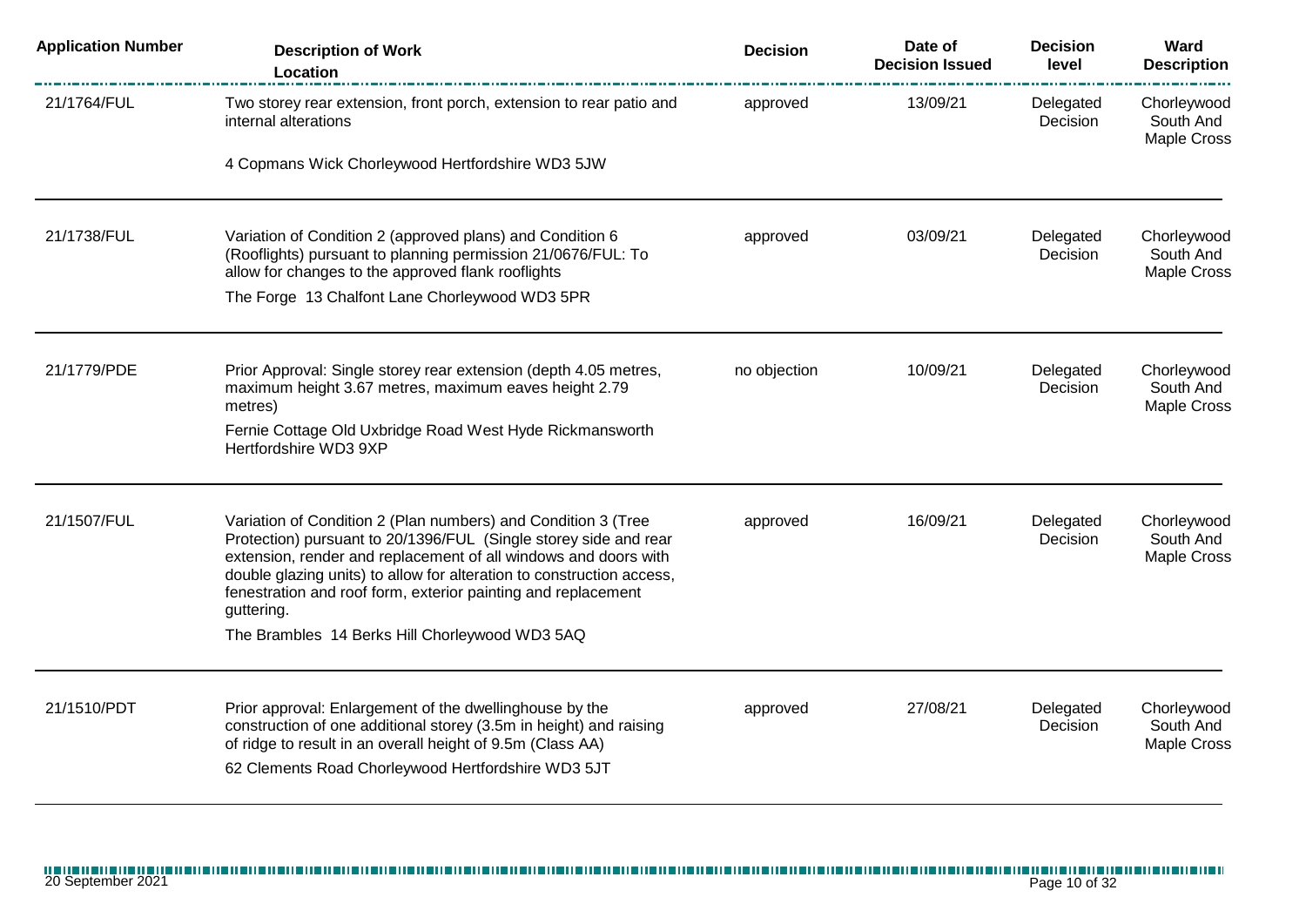| Application Number | Description of Work<br>Location | Decision | Date of Decision Issued | Decision level | Ward Description |
|---|---|---|---|---|---|
| 21/1764/FUL | Two storey rear extension, front porch, extension to rear patio and internal alterations<br><br>4 Copmans Wick Chorleywood Hertfordshire WD3 5JW | approved | 13/09/21 | Delegated Decision | Chorleywood South And Maple Cross |
| 21/1738/FUL | Variation of Condition 2 (approved plans) and Condition 6 (Rooflights) pursuant to planning permission 21/0676/FUL: To allow for changes to the approved flank rooflights<br><br>The Forge 13 Chalfont Lane Chorleywood WD3 5PR | approved | 03/09/21 | Delegated Decision | Chorleywood South And Maple Cross |
| 21/1779/PDE | Prior Approval: Single storey rear extension (depth 4.05 metres, maximum height 3.67 metres, maximum eaves height 2.79 metres)<br><br>Fernie Cottage Old Uxbridge Road West Hyde Rickmansworth Hertfordshire WD3 9XP | no objection | 10/09/21 | Delegated Decision | Chorleywood South And Maple Cross |
| 21/1507/FUL | Variation of Condition 2 (Plan numbers) and Condition 3 (Tree Protection) pursuant to 20/1396/FUL (Single storey side and rear extension, render and replacement of all windows and doors with double glazing units) to allow for alteration to construction access, fenestration and roof form, exterior painting and replacement guttering.<br><br>The Brambles 14 Berks Hill Chorleywood WD3 5AQ | approved | 16/09/21 | Delegated Decision | Chorleywood South And Maple Cross |
| 21/1510/PDT | Prior approval: Enlargement of the dwellinghouse by the construction of one additional storey (3.5m in height) and raising of ridge to result in an overall height of 9.5m (Class AA)<br><br>62 Clements Road Chorleywood Hertfordshire WD3 5JT | approved | 27/08/21 | Delegated Decision | Chorleywood South And Maple Cross |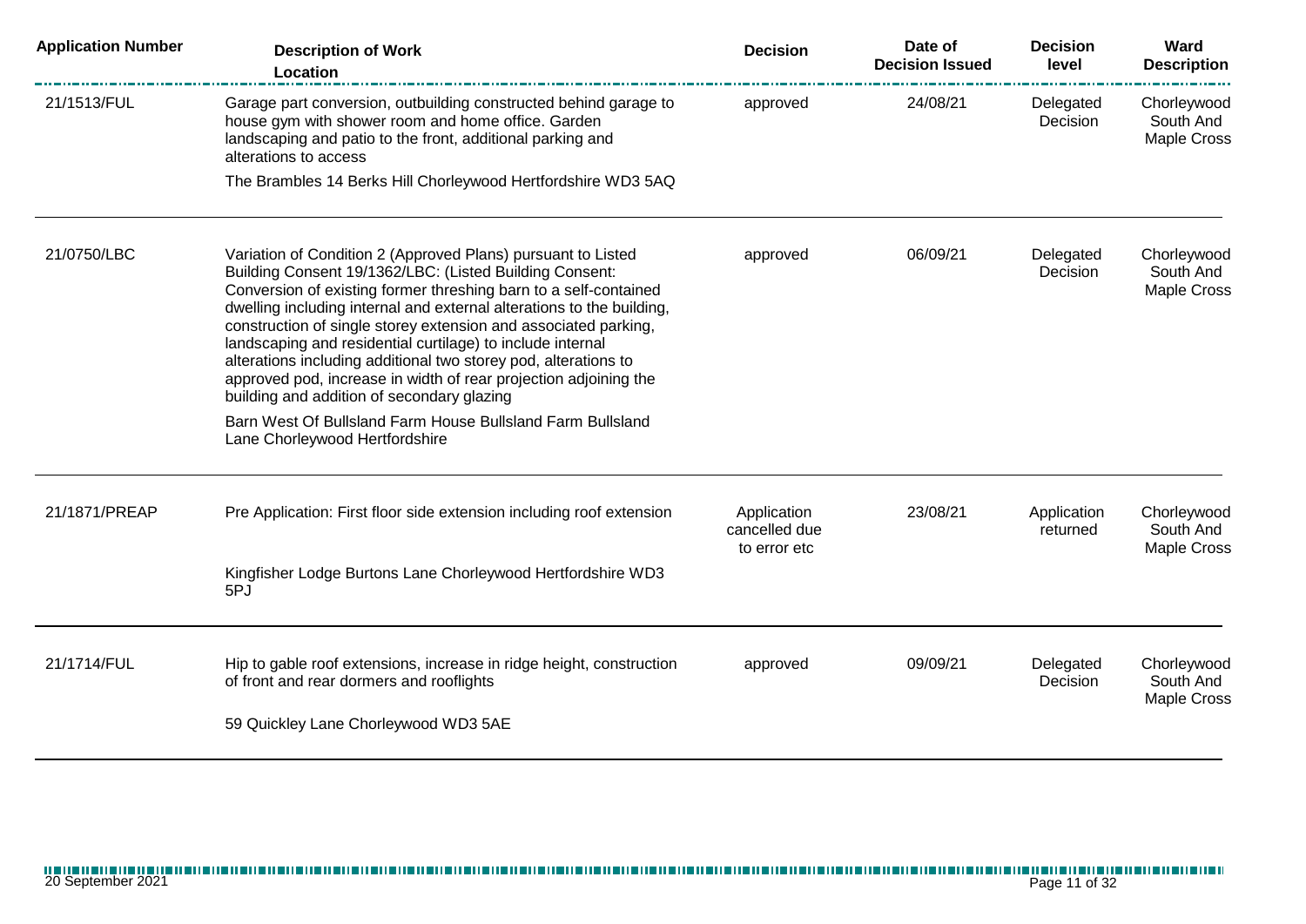| Application Number | Description of Work<br>Location | Decision | Date of Decision Issued | Decision level | Ward Description |
|---|---|---|---|---|---|
| 21/1513/FUL | Garage part conversion, outbuilding constructed behind garage to house gym with shower room and home office. Garden landscaping and patio to the front, additional parking and alterations to access<br>The Brambles 14 Berks Hill Chorleywood Hertfordshire WD3 5AQ | approved | 24/08/21 | Delegated Decision | Chorleywood South And Maple Cross |
| 21/0750/LBC | Variation of Condition 2 (Approved Plans) pursuant to Listed Building Consent 19/1362/LBC: (Listed Building Consent: Conversion of existing former threshing barn to a self-contained dwelling including internal and external alterations to the building, construction of single storey extension and associated parking, landscaping and residential curtilage) to include internal alterations including additional two storey pod, alterations to approved pod, increase in width of rear projection adjoining the building and addition of secondary glazing<br>Barn West Of Bullsland Farm House Bullsland Farm Bullsland Lane Chorleywood Hertfordshire | approved | 06/09/21 | Delegated Decision | Chorleywood South And Maple Cross |
| 21/1871/PREAP | Pre Application: First floor side extension including roof extension<br>Kingfisher Lodge Burtons Lane Chorleywood Hertfordshire WD3 5PJ | Application cancelled due to error etc | 23/08/21 | Application returned | Chorleywood South And Maple Cross |
| 21/1714/FUL | Hip to gable roof extensions, increase in ridge height, construction of front and rear dormers and rooflights<br>59 Quickley Lane Chorleywood WD3 5AE | approved | 09/09/21 | Delegated Decision | Chorleywood South And Maple Cross |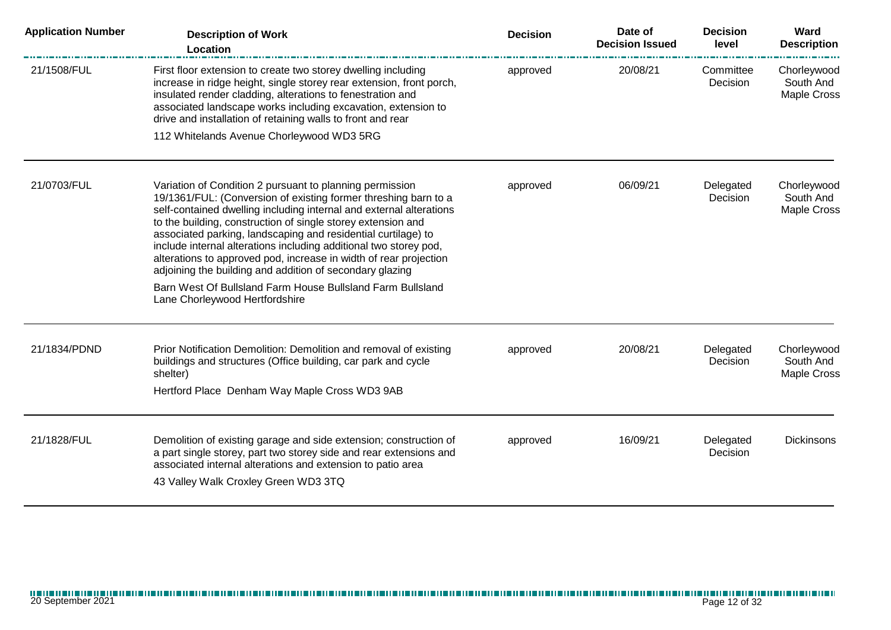| Application Number | Description of Work<br>Location | Decision | Date of Decision Issued | Decision level | Ward Description |
|---|---|---|---|---|---|
| 21/1508/FUL | First floor extension to create two storey dwelling including increase in ridge height, single storey rear extension, front porch, insulated render cladding, alterations to fenestration and associated landscape works including excavation, extension to drive and installation of retaining walls to front and rear<br>112 Whitelands Avenue Chorleywood WD3 5RG | approved | 20/08/21 | Committee Decision | Chorleywood South And Maple Cross |
| 21/0703/FUL | Variation of Condition 2 pursuant to planning permission 19/1361/FUL: (Conversion of existing former threshing barn to a self-contained dwelling including internal and external alterations to the building, construction of single storey extension and associated parking, landscaping and residential curtilage) to include internal alterations including additional two storey pod, alterations to approved pod, increase in width of rear projection adjoining the building and addition of secondary glazing<br>Barn West Of Bullsland Farm House Bullsland Farm Bullsland Lane Chorleywood Hertfordshire | approved | 06/09/21 | Delegated Decision | Chorleywood South And Maple Cross |
| 21/1834/PDND | Prior Notification Demolition: Demolition and removal of existing buildings and structures (Office building, car park and cycle shelter)<br>Hertford Place Denham Way Maple Cross WD3 9AB | approved | 20/08/21 | Delegated Decision | Chorleywood South And Maple Cross |
| 21/1828/FUL | Demolition of existing garage and side extension; construction of a part single storey, part two storey side and rear extensions and associated internal alterations and extension to patio area<br>43 Valley Walk Croxley Green WD3 3TQ | approved | 16/09/21 | Delegated Decision | Dickinsons |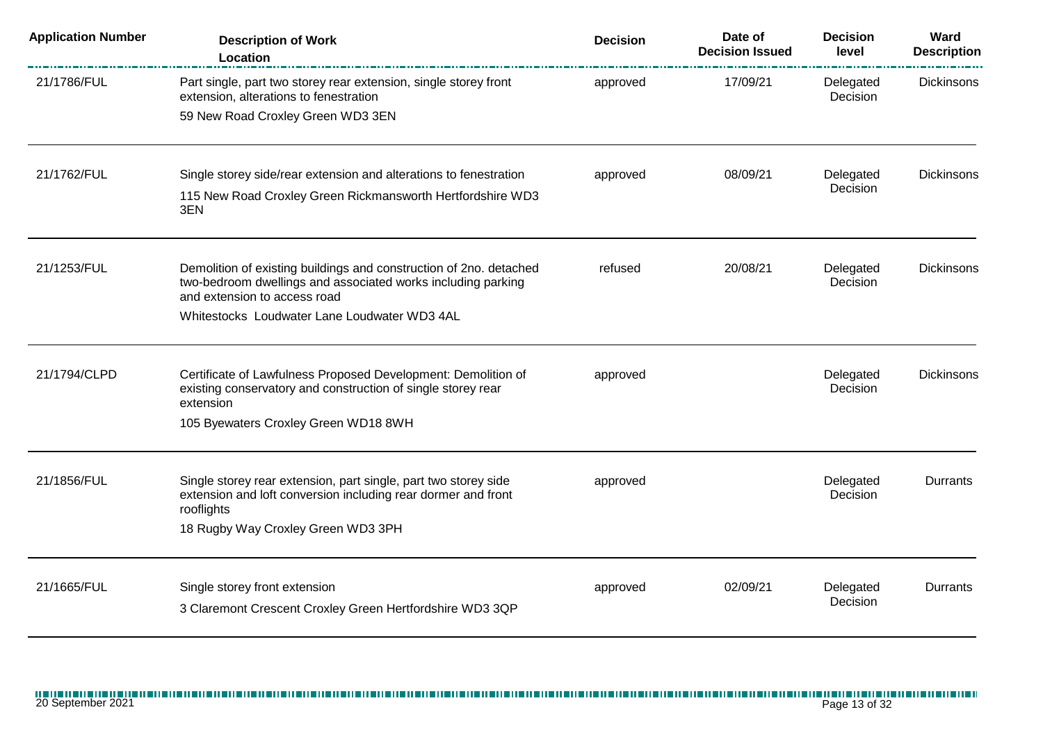| Application Number | Description of Work<br>Location | Decision | Date of Decision Issued | Decision level | Ward Description |
|---|---|---|---|---|---|
| 21/1786/FUL | Part single, part two storey rear extension, single storey front extension, alterations to fenestration<br>59 New Road Croxley Green WD3 3EN | approved | 17/09/21 | Delegated Decision | Dickinsons |
| 21/1762/FUL | Single storey side/rear extension and alterations to fenestration<br>115 New Road Croxley Green Rickmansworth Hertfordshire WD3 3EN | approved | 08/09/21 | Delegated Decision | Dickinsons |
| 21/1253/FUL | Demolition of existing buildings and construction of 2no. detached two-bedroom dwellings and associated works including parking and extension to access road<br>Whitestocks Loudwater Lane Loudwater WD3 4AL | refused | 20/08/21 | Delegated Decision | Dickinsons |
| 21/1794/CLPD | Certificate of Lawfulness Proposed Development: Demolition of existing conservatory and construction of single storey rear extension<br>105 Byewaters Croxley Green WD18 8WH | approved | | Delegated Decision | Dickinsons |
| 21/1856/FUL | Single storey rear extension, part single, part two storey side extension and loft conversion including rear dormer and front rooflights<br>18 Rugby Way Croxley Green WD3 3PH | approved | | Delegated Decision | Durrants |
| 21/1665/FUL | Single storey front extension<br>3 Claremont Crescent Croxley Green Hertfordshire WD3 3QP | approved | 02/09/21 | Delegated Decision | Durrants |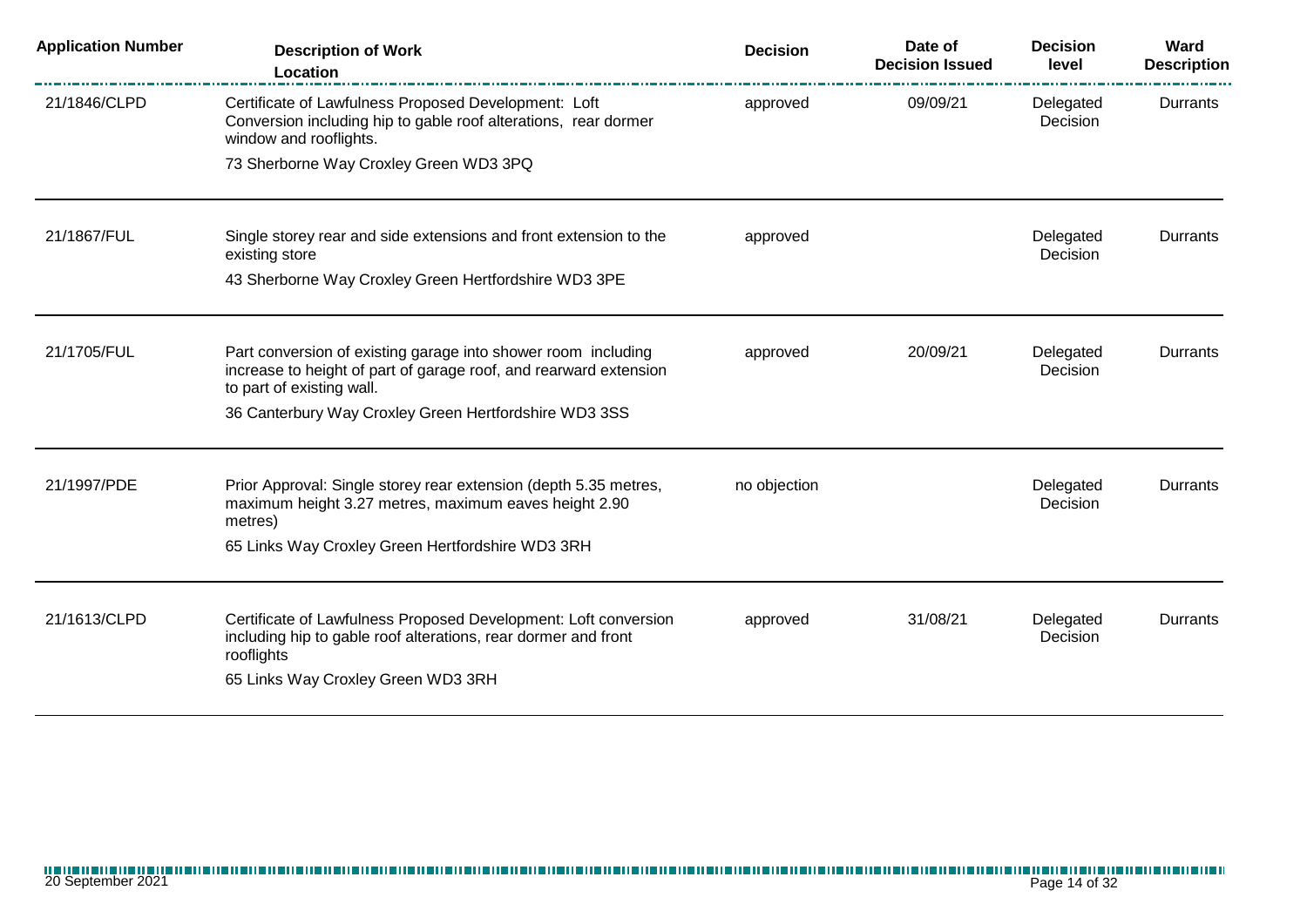| Application Number | Description of Work<br>Location | Decision | Date of Decision Issued | Decision level | Ward Description |
|---|---|---|---|---|---|
| 21/1846/CLPD | Certificate of Lawfulness Proposed Development: Loft Conversion including hip to gable roof alterations, rear dormer window and rooflights.<br>73 Sherborne Way Croxley Green WD3 3PQ | approved | 09/09/21 | Delegated Decision | Durrants |
| 21/1867/FUL | Single storey rear and side extensions and front extension to the existing store<br>43 Sherborne Way Croxley Green Hertfordshire WD3 3PE | approved | | Delegated Decision | Durrants |
| 21/1705/FUL | Part conversion of existing garage into shower room including increase to height of part of garage roof, and rearward extension to part of existing wall.<br>36 Canterbury Way Croxley Green Hertfordshire WD3 3SS | approved | 20/09/21 | Delegated Decision | Durrants |
| 21/1997/PDE | Prior Approval: Single storey rear extension (depth 5.35 metres, maximum height 3.27 metres, maximum eaves height 2.90 metres)<br>65 Links Way Croxley Green Hertfordshire WD3 3RH | no objection | | Delegated Decision | Durrants |
| 21/1613/CLPD | Certificate of Lawfulness Proposed Development: Loft conversion including hip to gable roof alterations, rear dormer and front rooflights<br>65 Links Way Croxley Green WD3 3RH | approved | 31/08/21 | Delegated Decision | Durrants |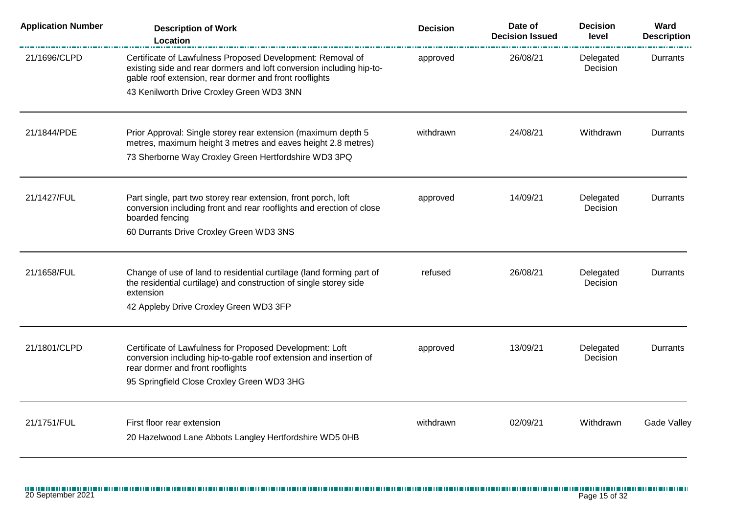| Application Number | Description of Work<br>Location | Decision | Date of Decision Issued | Decision level | Ward Description |
|---|---|---|---|---|---|
| 21/1696/CLPD | Certificate of Lawfulness Proposed Development: Removal of existing side and rear dormers and loft conversion including hip-to-gable roof extension, rear dormer and front rooflights<br>43 Kenilworth Drive Croxley Green WD3 3NN | approved | 26/08/21 | Delegated Decision | Durrants |
| 21/1844/PDE | Prior Approval: Single storey rear extension (maximum depth 5 metres, maximum height 3 metres and eaves height 2.8 metres)<br>73 Sherborne Way Croxley Green Hertfordshire WD3 3PQ | withdrawn | 24/08/21 | Withdrawn | Durrants |
| 21/1427/FUL | Part single, part two storey rear extension, front porch, loft conversion including front and rear rooflights and erection of close boarded fencing<br>60 Durrants Drive Croxley Green WD3 3NS | approved | 14/09/21 | Delegated Decision | Durrants |
| 21/1658/FUL | Change of use of land to residential curtilage (land forming part of the residential curtilage) and construction of single storey side extension<br>42 Appleby Drive Croxley Green WD3 3FP | refused | 26/08/21 | Delegated Decision | Durrants |
| 21/1801/CLPD | Certificate of Lawfulness for Proposed Development: Loft conversion including hip-to-gable roof extension and insertion of rear dormer and front rooflights<br>95 Springfield Close Croxley Green WD3 3HG | approved | 13/09/21 | Delegated Decision | Durrants |
| 21/1751/FUL | First floor rear extension<br>20 Hazelwood Lane Abbots Langley Hertfordshire WD5 0HB | withdrawn | 02/09/21 | Withdrawn | Gade Valley |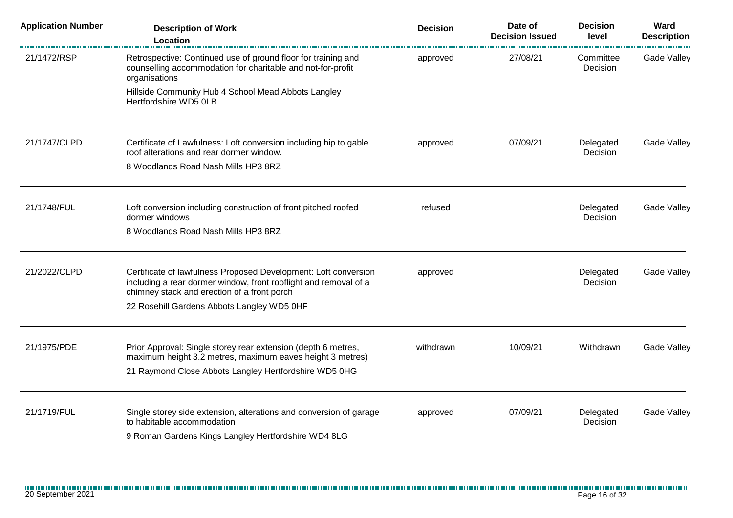| Application Number | Description of Work<br>Location | Decision | Date of Decision Issued | Decision level | Ward Description |
|---|---|---|---|---|---|
| 21/1472/RSP | Retrospective: Continued use of ground floor for training and counselling accommodation for charitable and not-for-profit organisations<br>Hillside Community Hub 4 School Mead Abbots Langley Hertfordshire WD5 0LB | approved | 27/08/21 | Committee Decision | Gade Valley |
| 21/1747/CLPD | Certificate of Lawfulness: Loft conversion including hip to gable roof alterations and rear dormer window.<br>8 Woodlands Road Nash Mills HP3 8RZ | approved | 07/09/21 | Delegated Decision | Gade Valley |
| 21/1748/FUL | Loft conversion including construction of front pitched roofed dormer windows<br>8 Woodlands Road Nash Mills HP3 8RZ | refused | | Delegated Decision | Gade Valley |
| 21/2022/CLPD | Certificate of lawfulness Proposed Development: Loft conversion including a rear dormer window, front rooflight and removal of a chimney stack and erection of a front porch<br>22 Rosehill Gardens Abbots Langley WD5 0HF | approved | | Delegated Decision | Gade Valley |
| 21/1975/PDE | Prior Approval: Single storey rear extension (depth 6 metres, maximum height 3.2 metres, maximum eaves height 3 metres)<br>21 Raymond Close Abbots Langley Hertfordshire WD5 0HG | withdrawn | 10/09/21 | Withdrawn | Gade Valley |
| 21/1719/FUL | Single storey side extension, alterations and conversion of garage to habitable accommodation<br>9 Roman Gardens Kings Langley Hertfordshire WD4 8LG | approved | 07/09/21 | Delegated Decision | Gade Valley |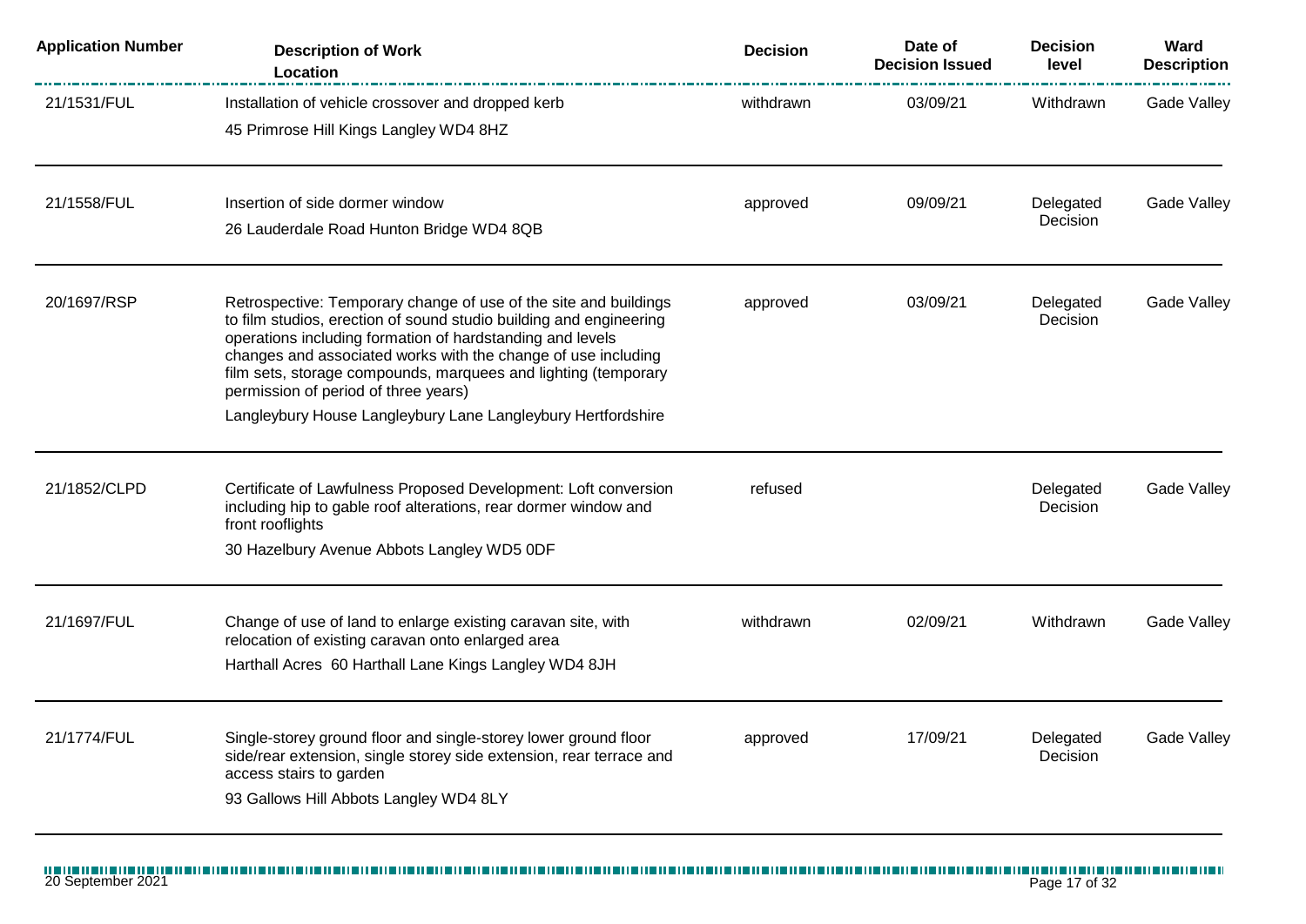| Application Number | Description of Work<br>Location | Decision | Date of Decision Issued | Decision level | Ward Description |
|---|---|---|---|---|---|
| 21/1531/FUL | Installation of vehicle crossover and dropped kerb<br>45 Primrose Hill Kings Langley WD4 8HZ | withdrawn | 03/09/21 | Withdrawn | Gade Valley |
| 21/1558/FUL | Insertion of side dormer window<br>26 Lauderdale Road Hunton Bridge WD4 8QB | approved | 09/09/21 | Delegated Decision | Gade Valley |
| 20/1697/RSP | Retrospective: Temporary change of use of the site and buildings to film studios, erection of sound studio building and engineering operations including formation of hardstanding and levels changes and associated works with the change of use including film sets, storage compounds, marquees and lighting (temporary permission of period of three years)<br>Langleybury House Langleybury Lane Langleybury Hertfordshire | approved | 03/09/21 | Delegated Decision | Gade Valley |
| 21/1852/CLPD | Certificate of Lawfulness Proposed Development: Loft conversion including hip to gable roof alterations, rear dormer window and front rooflights<br>30 Hazelbury Avenue Abbots Langley WD5 0DF | refused | | Delegated Decision | Gade Valley |
| 21/1697/FUL | Change of use of land to enlarge existing caravan site, with relocation of existing caravan onto enlarged area<br>Harthall Acres 60 Harthall Lane Kings Langley WD4 8JH | withdrawn | 02/09/21 | Withdrawn | Gade Valley |
| 21/1774/FUL | Single-storey ground floor and single-storey lower ground floor side/rear extension, single storey side extension, rear terrace and access stairs to garden<br>93 Gallows Hill Abbots Langley WD4 8LY | approved | 17/09/21 | Delegated Decision | Gade Valley |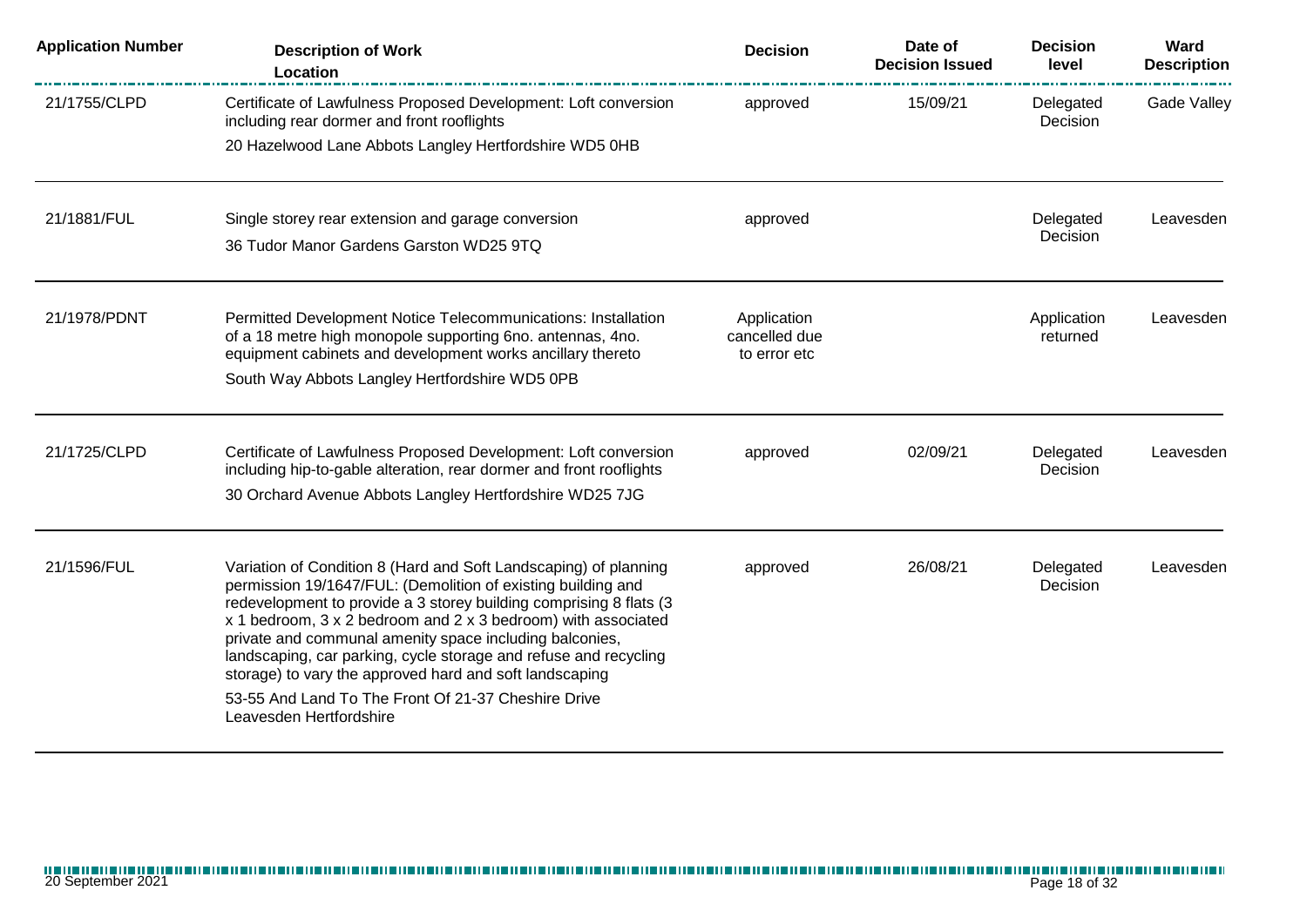| Application Number | Description of Work<br>Location | Decision | Date of Decision Issued | Decision level | Ward Description |
|---|---|---|---|---|---|
| 21/1755/CLPD | Certificate of Lawfulness Proposed Development: Loft conversion including rear dormer and front rooflights<br>20 Hazelwood Lane Abbots Langley Hertfordshire WD5 0HB | approved | 15/09/21 | Delegated Decision | Gade Valley |
| 21/1881/FUL | Single storey rear extension and garage conversion<br>36 Tudor Manor Gardens Garston WD25 9TQ | approved | | Delegated Decision | Leavesden |
| 21/1978/PDNT | Permitted Development Notice Telecommunications: Installation of a 18 metre high monopole supporting 6no. antennas, 4no. equipment cabinets and development works ancillary thereto<br>South Way Abbots Langley Hertfordshire WD5 0PB | Application cancelled due to error etc | | Application returned | Leavesden |
| 21/1725/CLPD | Certificate of Lawfulness Proposed Development: Loft conversion including hip-to-gable alteration, rear dormer and front rooflights<br>30 Orchard Avenue Abbots Langley Hertfordshire WD25 7JG | approved | 02/09/21 | Delegated Decision | Leavesden |
| 21/1596/FUL | Variation of Condition 8 (Hard and Soft Landscaping) of planning permission 19/1647/FUL: (Demolition of existing building and redevelopment to provide a 3 storey building comprising 8 flats (3 x 1 bedroom, 3 x 2 bedroom and 2 x 3 bedroom) with associated private and communal amenity space including balconies, landscaping, car parking, cycle storage and refuse and recycling storage) to vary the approved hard and soft landscaping<br>53-55 And Land To The Front Of 21-37 Cheshire Drive Leavesden Hertfordshire | approved | 26/08/21 | Delegated Decision | Leavesden |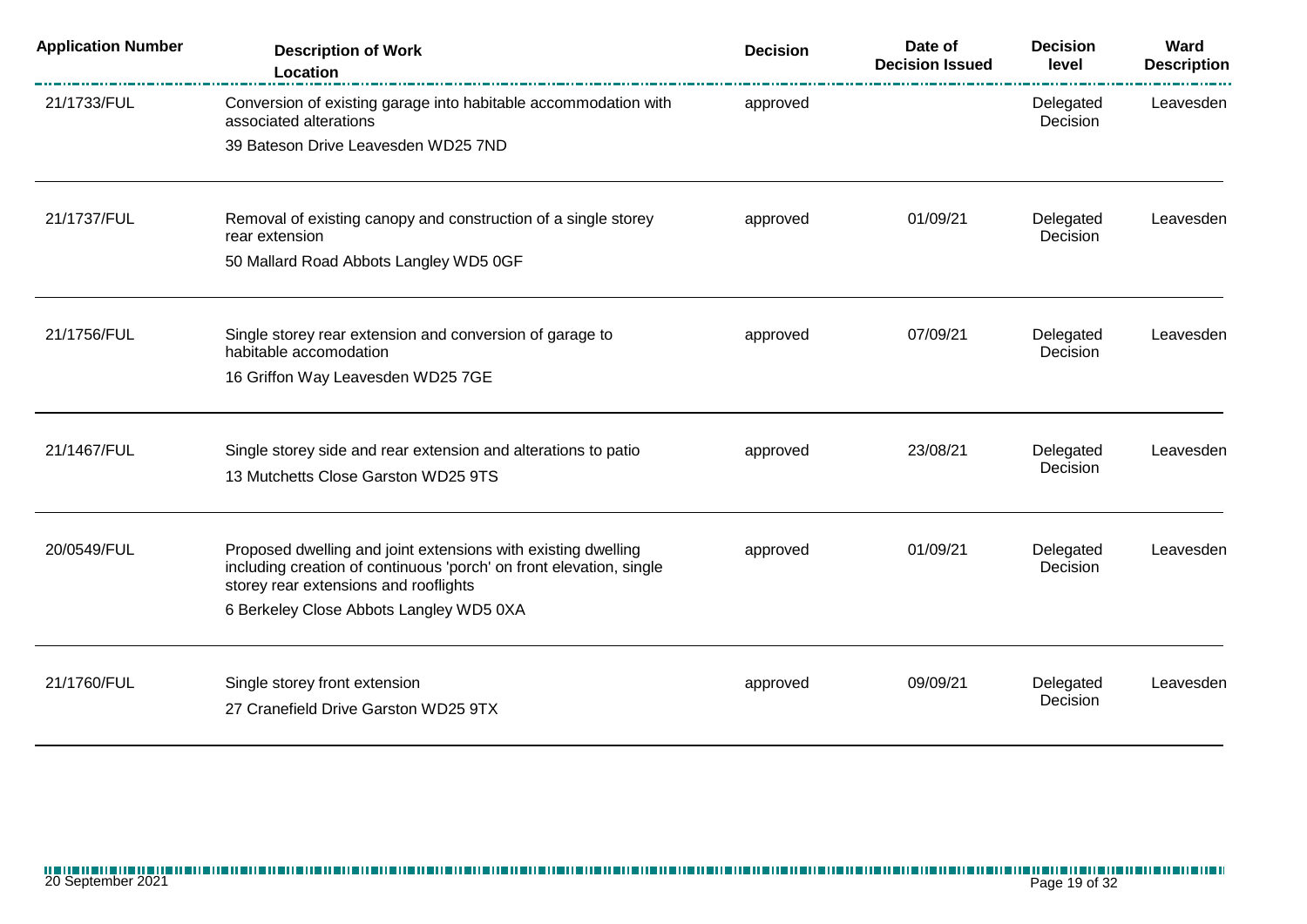| Application Number | Description of Work<br>Location | Decision | Date of Decision Issued | Decision level | Ward Description |
|---|---|---|---|---|---|
| 21/1733/FUL | Conversion of existing garage into habitable accommodation with associated alterations<br>39 Bateson Drive Leavesden WD25 7ND | approved | | Delegated Decision | Leavesden |
| 21/1737/FUL | Removal of existing canopy and construction of a single storey rear extension<br>50 Mallard Road Abbots Langley WD5 0GF | approved | 01/09/21 | Delegated Decision | Leavesden |
| 21/1756/FUL | Single storey rear extension and conversion of garage to habitable accomodation<br>16 Griffon Way Leavesden WD25 7GE | approved | 07/09/21 | Delegated Decision | Leavesden |
| 21/1467/FUL | Single storey side and rear extension and alterations to patio<br>13 Mutchetts Close Garston WD25 9TS | approved | 23/08/21 | Delegated Decision | Leavesden |
| 20/0549/FUL | Proposed dwelling and joint extensions with existing dwelling including creation of continuous 'porch' on front elevation, single storey rear extensions and rooflights<br>6 Berkeley Close Abbots Langley WD5 0XA | approved | 01/09/21 | Delegated Decision | Leavesden |
| 21/1760/FUL | Single storey front extension<br>27 Cranefield Drive Garston WD25 9TX | approved | 09/09/21 | Delegated Decision | Leavesden |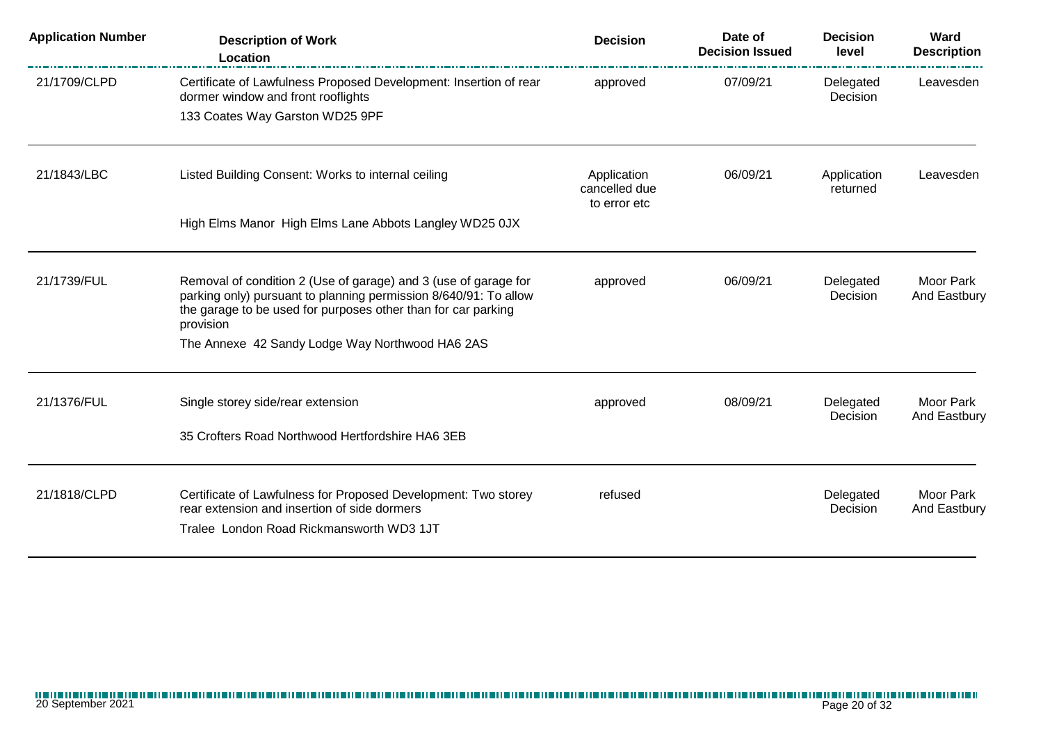| Application Number | Description of Work<br>Location | Decision | Date of Decision Issued | Decision level | Ward Description |
|---|---|---|---|---|---|
| 21/1709/CLPD | Certificate of Lawfulness Proposed Development: Insertion of rear dormer window and front rooflights<br>133 Coates Way Garston WD25 9PF | approved | 07/09/21 | Delegated Decision | Leavesden |
| 21/1843/LBC | Listed Building Consent: Works to internal ceiling<br>High Elms Manor High Elms Lane Abbots Langley WD25 0JX | Application cancelled due to error etc | 06/09/21 | Application returned | Leavesden |
| 21/1739/FUL | Removal of condition 2 (Use of garage) and 3 (use of garage for parking only) pursuant to planning permission 8/640/91: To allow the garage to be used for purposes other than for car parking provision<br>The Annexe 42 Sandy Lodge Way Northwood HA6 2AS | approved | 06/09/21 | Delegated Decision | Moor Park And Eastbury |
| 21/1376/FUL | Single storey side/rear extension<br>35 Crofters Road Northwood Hertfordshire HA6 3EB | approved | 08/09/21 | Delegated Decision | Moor Park And Eastbury |
| 21/1818/CLPD | Certificate of Lawfulness for Proposed Development: Two storey rear extension and insertion of side dormers<br>Tralee London Road Rickmansworth WD3 1JT | refused | | Delegated Decision | Moor Park And Eastbury |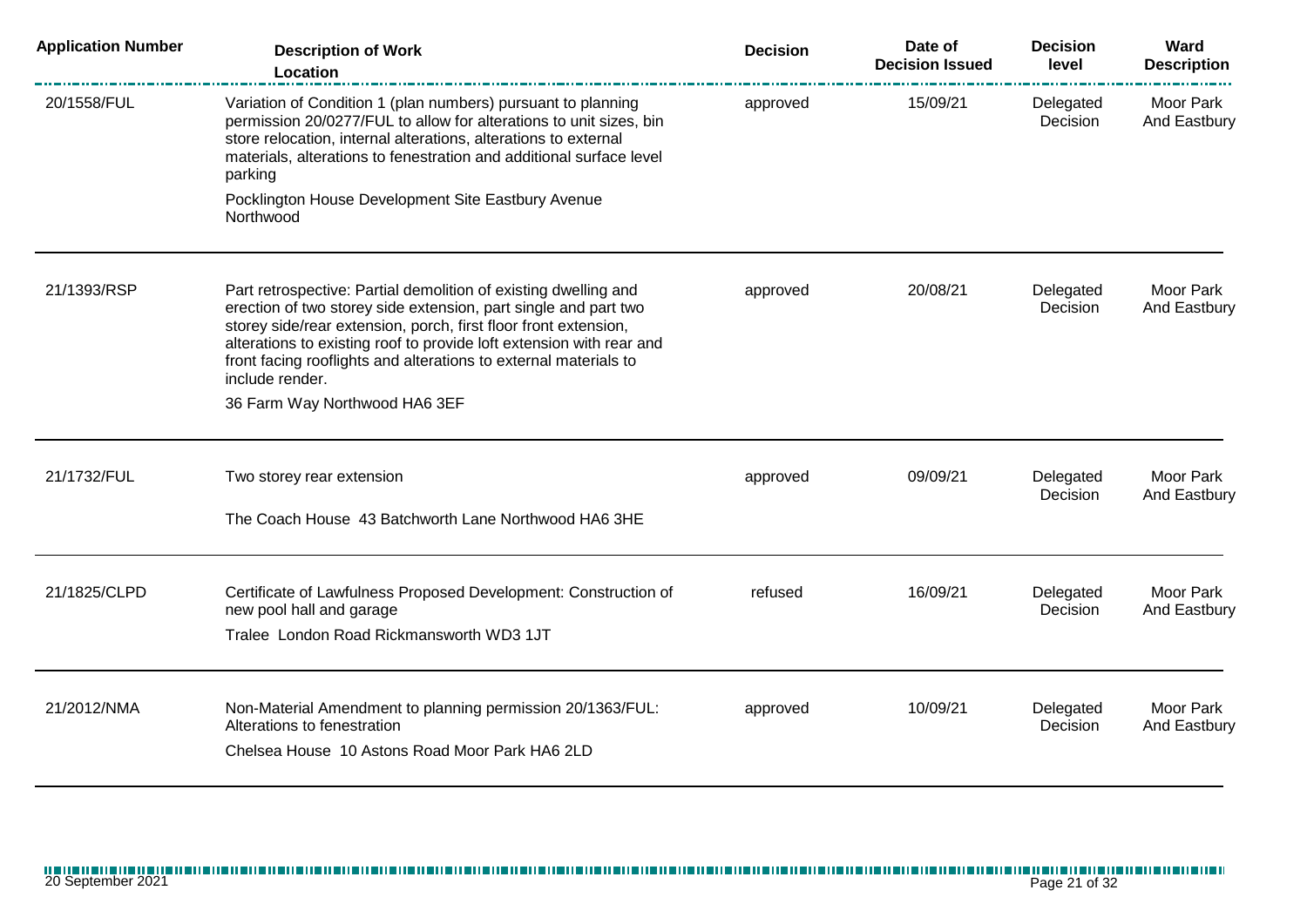| Application Number | Description of Work<br>Location | Decision | Date of Decision Issued | Decision level | Ward Description |
|---|---|---|---|---|---|
| 20/1558/FUL | Variation of Condition 1 (plan numbers) pursuant to planning permission 20/0277/FUL to allow for alterations to unit sizes, bin store relocation, internal alterations, alterations to external materials, alterations to fenestration and additional surface level parking<br>Pocklington House Development Site Eastbury Avenue Northwood | approved | 15/09/21 | Delegated Decision | Moor Park And Eastbury |
| 21/1393/RSP | Part retrospective: Partial demolition of existing dwelling and erection of two storey side extension, part single and part two storey side/rear extension, porch, first floor front extension, alterations to existing roof to provide loft extension with rear and front facing rooflights and alterations to external materials to include render.<br>36 Farm Way Northwood HA6 3EF | approved | 20/08/21 | Delegated Decision | Moor Park And Eastbury |
| 21/1732/FUL | Two storey rear extension<br>The Coach House 43 Batchworth Lane Northwood HA6 3HE | approved | 09/09/21 | Delegated Decision | Moor Park And Eastbury |
| 21/1825/CLPD | Certificate of Lawfulness Proposed Development: Construction of new pool hall and garage<br>Tralee London Road Rickmansworth WD3 1JT | refused | 16/09/21 | Delegated Decision | Moor Park And Eastbury |
| 21/2012/NMA | Non-Material Amendment to planning permission 20/1363/FUL: Alterations to fenestration<br>Chelsea House 10 Astons Road Moor Park HA6 2LD | approved | 10/09/21 | Delegated Decision | Moor Park And Eastbury |

20 September 2021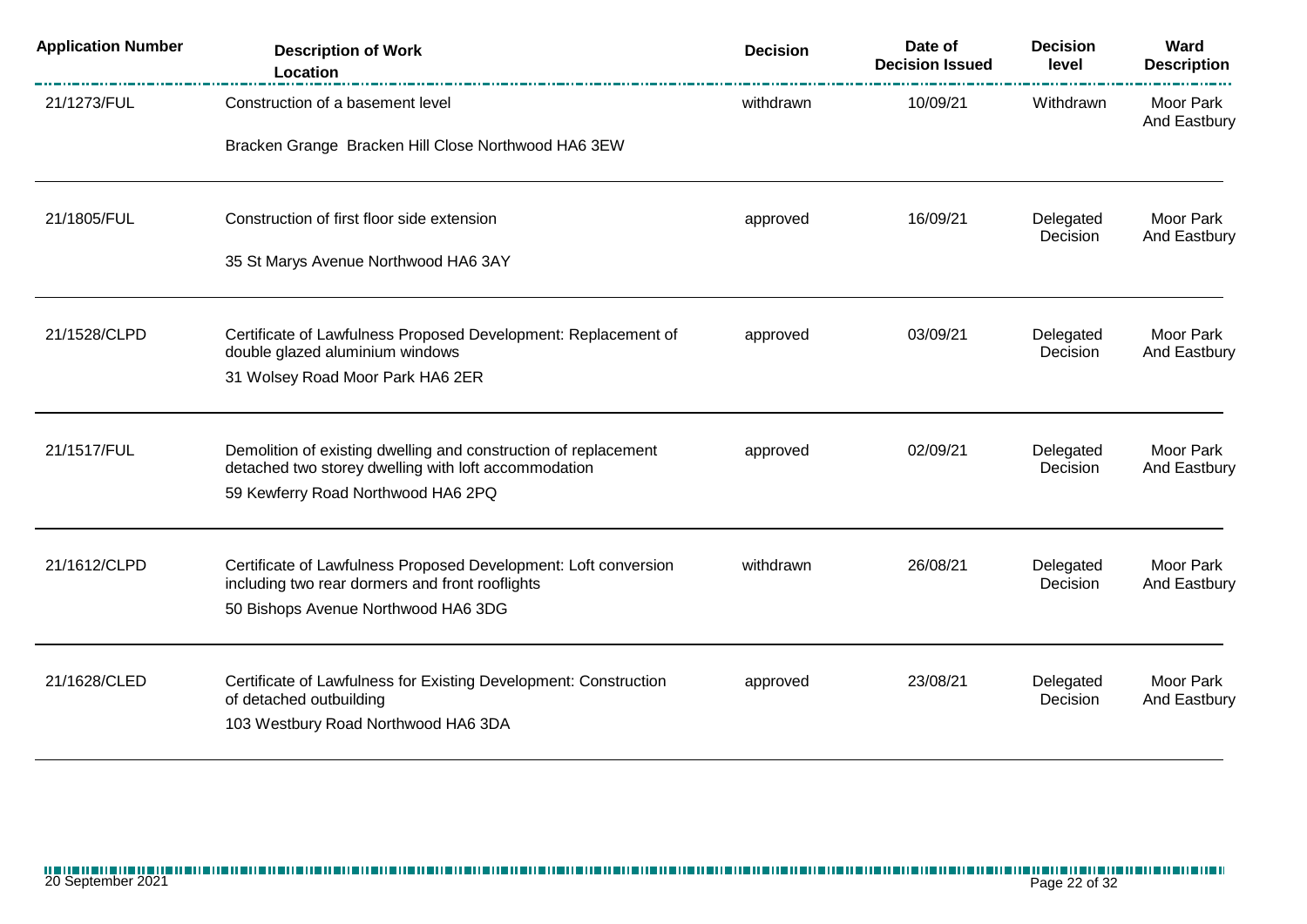| Application Number | Description of Work<br>Location | Decision | Date of Decision Issued | Decision level | Ward Description |
|---|---|---|---|---|---|
| 21/1273/FUL | Construction of a basement level<br>Bracken Grange Bracken Hill Close Northwood HA6 3EW | withdrawn | 10/09/21 | Withdrawn | Moor Park And Eastbury |
| 21/1805/FUL | Construction of first floor side extension<br>35 St Marys Avenue Northwood HA6 3AY | approved | 16/09/21 | Delegated Decision | Moor Park And Eastbury |
| 21/1528/CLPD | Certificate of Lawfulness Proposed Development: Replacement of double glazed aluminium windows<br>31 Wolsey Road Moor Park HA6 2ER | approved | 03/09/21 | Delegated Decision | Moor Park And Eastbury |
| 21/1517/FUL | Demolition of existing dwelling and construction of replacement detached two storey dwelling with loft accommodation<br>59 Kewferry Road Northwood HA6 2PQ | approved | 02/09/21 | Delegated Decision | Moor Park And Eastbury |
| 21/1612/CLPD | Certificate of Lawfulness Proposed Development: Loft conversion including two rear dormers and front rooflights<br>50 Bishops Avenue Northwood HA6 3DG | withdrawn | 26/08/21 | Delegated Decision | Moor Park And Eastbury |
| 21/1628/CLED | Certificate of Lawfulness for Existing Development: Construction of detached outbuilding<br>103 Westbury Road Northwood HA6 3DA | approved | 23/08/21 | Delegated Decision | Moor Park And Eastbury |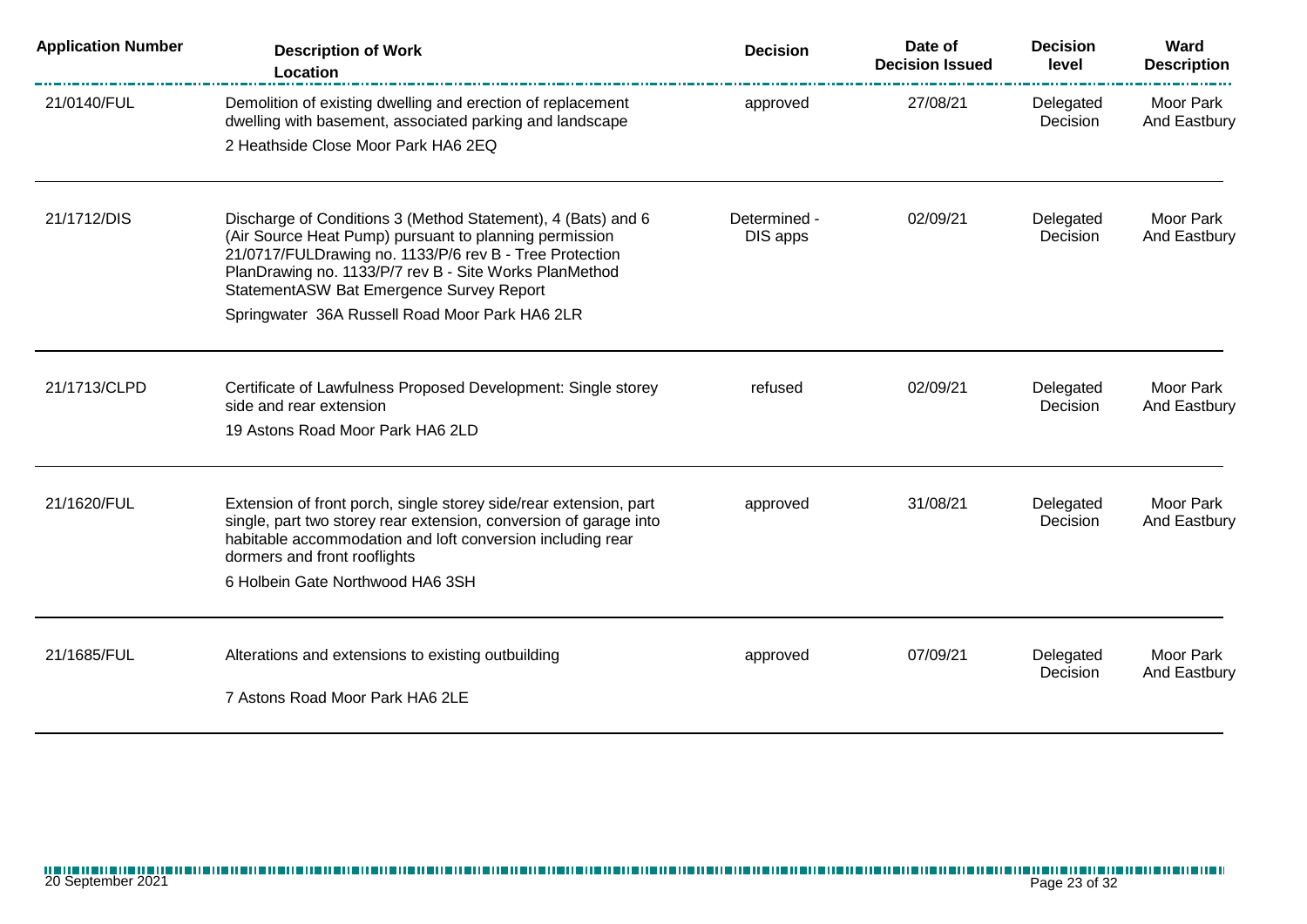| Application Number | Description of Work<br>Location | Decision | Date of Decision Issued | Decision level | Ward Description |
|---|---|---|---|---|---|
| 21/0140/FUL | Demolition of existing dwelling and erection of replacement dwelling with basement, associated parking and landscape<br>2 Heathside Close Moor Park HA6 2EQ | approved | 27/08/21 | Delegated Decision | Moor Park And Eastbury |
| 21/1712/DIS | Discharge of Conditions 3 (Method Statement), 4 (Bats) and 6 (Air Source Heat Pump) pursuant to planning permission 21/0717/FULDrawing no. 1133/P/6 rev B - Tree Protection PlanDrawing no. 1133/P/7 rev B - Site Works PlanMethod StatementASW Bat Emergence Survey Report<br>Springwater 36A Russell Road Moor Park HA6 2LR | Determined - DIS apps | 02/09/21 | Delegated Decision | Moor Park And Eastbury |
| 21/1713/CLPD | Certificate of Lawfulness Proposed Development: Single storey side and rear extension<br>19 Astons Road Moor Park HA6 2LD | refused | 02/09/21 | Delegated Decision | Moor Park And Eastbury |
| 21/1620/FUL | Extension of front porch, single storey side/rear extension, part single, part two storey rear extension, conversion of garage into habitable accommodation and loft conversion including rear dormers and front rooflights<br>6 Holbein Gate Northwood HA6 3SH | approved | 31/08/21 | Delegated Decision | Moor Park And Eastbury |
| 21/1685/FUL | Alterations and extensions to existing outbuilding<br>7 Astons Road Moor Park HA6 2LE | approved | 07/09/21 | Delegated Decision | Moor Park And Eastbury |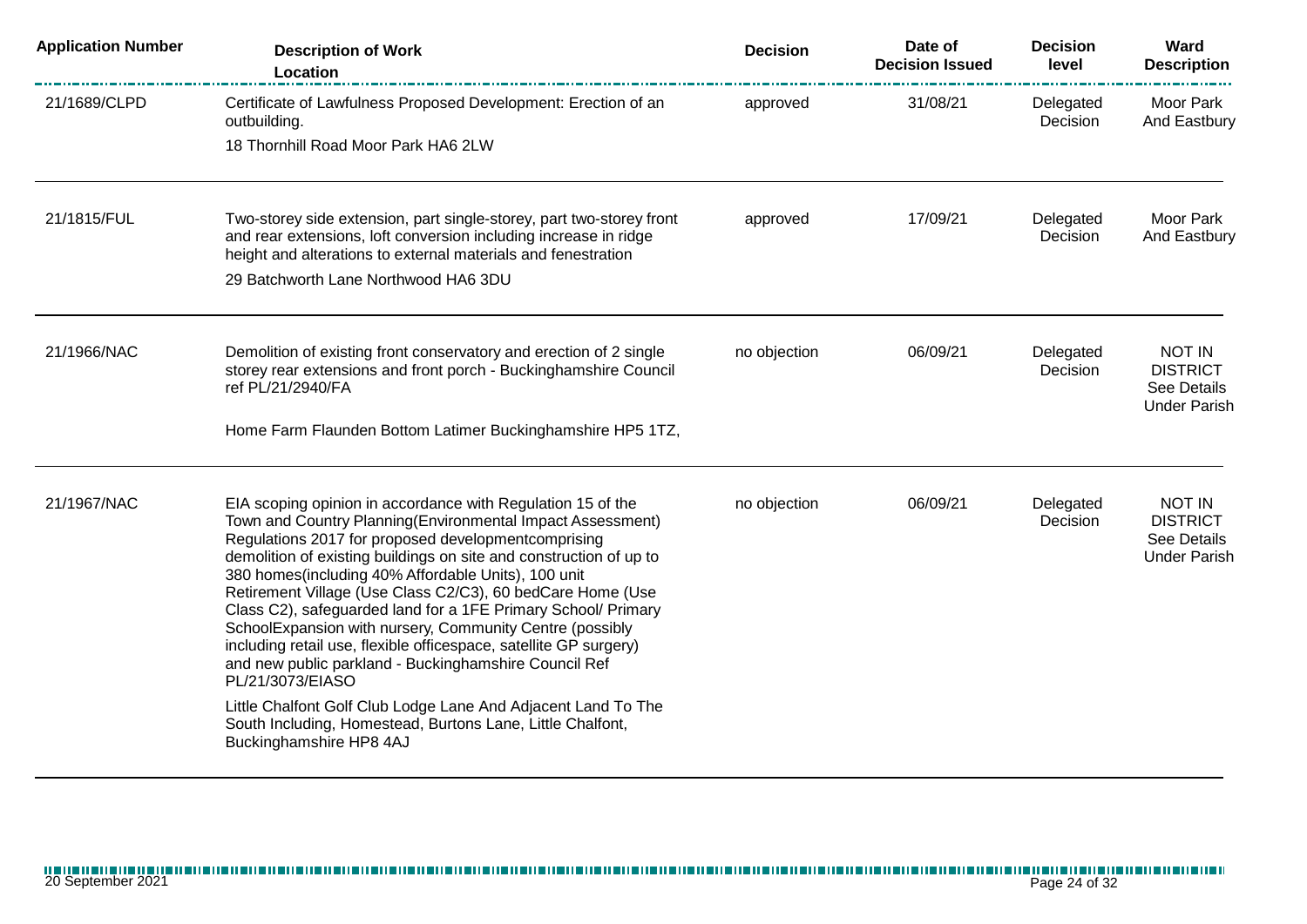| Application Number | Description of Work<br>Location | Decision | Date of Decision Issued | Decision level | Ward Description |
|---|---|---|---|---|---|
| 21/1689/CLPD | Certificate of Lawfulness Proposed Development: Erection of an outbuilding.<br>18 Thornhill Road Moor Park HA6 2LW | approved | 31/08/21 | Delegated Decision | Moor Park And Eastbury |
| 21/1815/FUL | Two-storey side extension, part single-storey, part two-storey front and rear extensions, loft conversion including increase in ridge height and alterations to external materials and fenestration<br>29 Batchworth Lane Northwood HA6 3DU | approved | 17/09/21 | Delegated Decision | Moor Park And Eastbury |
| 21/1966/NAC | Demolition of existing front conservatory and erection of 2 single storey rear extensions and front porch - Buckinghamshire Council ref PL/21/2940/FA<br>Home Farm Flaunden Bottom Latimer Buckinghamshire HP5 1TZ, | no objection | 06/09/21 | Delegated Decision | NOT IN DISTRICT See Details Under Parish |
| 21/1967/NAC | EIA scoping opinion in accordance with Regulation 15 of the Town and Country Planning(Environmental Impact Assessment) Regulations 2017 for proposed developmentcomprising demolition of existing buildings on site and construction of up to 380 homes(including 40% Affordable Units), 100 unit Retirement Village (Use Class C2/C3), 60 bedCare Home (Use Class C2), safeguarded land for a 1FE Primary School/ Primary SchoolExpansion with nursery, Community Centre (possibly including retail use, flexible officespace, satellite GP surgery) and new public parkland - Buckinghamshire Council Ref PL/21/3073/EIASO<br>Little Chalfont Golf Club Lodge Lane And Adjacent Land To The South Including, Homestead, Burtons Lane, Little Chalfont, Buckinghamshire HP8 4AJ | no objection | 06/09/21 | Delegated Decision | NOT IN DISTRICT See Details Under Parish |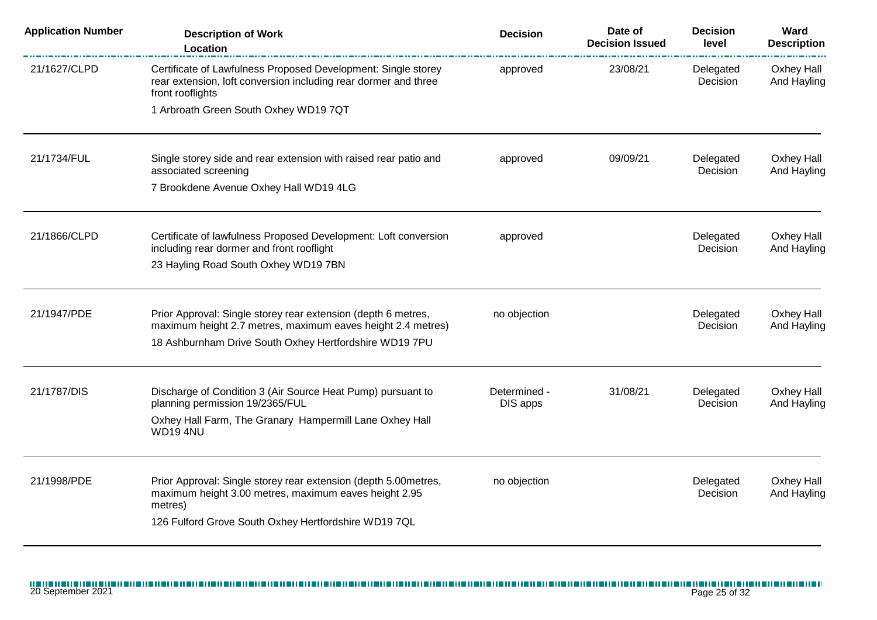| Application Number | Description of Work Location | Decision | Date of Decision Issued | Decision level | Ward Description |
|---|---|---|---|---|---|
| 21/1627/CLPD | Certificate of Lawfulness Proposed Development: Single storey rear extension, loft conversion including rear dormer and three front rooflights<br>1 Arbroath Green South Oxhey WD19 7QT | approved | 23/08/21 | Delegated Decision | Oxhey Hall And Hayling |
| 21/1734/FUL | Single storey side and rear extension with raised rear patio and associated screening<br>7 Brookdene Avenue Oxhey Hall WD19 4LG | approved | 09/09/21 | Delegated Decision | Oxhey Hall And Hayling |
| 21/1866/CLPD | Certificate of lawfulness Proposed Development: Loft conversion including rear dormer and front rooflight<br>23 Hayling Road South Oxhey WD19 7BN | approved | | Delegated Decision | Oxhey Hall And Hayling |
| 21/1947/PDE | Prior Approval: Single storey rear extension (depth 6 metres, maximum height 2.7 metres, maximum eaves height 2.4 metres)<br>18 Ashburnham Drive South Oxhey Hertfordshire WD19 7PU | no objection | | Delegated Decision | Oxhey Hall And Hayling |
| 21/1787/DIS | Discharge of Condition 3 (Air Source Heat Pump) pursuant to planning permission 19/2365/FUL<br>Oxhey Hall Farm, The Granary Hampermill Lane Oxhey Hall WD19 4NU | Determined - DIS apps | 31/08/21 | Delegated Decision | Oxhey Hall And Hayling |
| 21/1998/PDE | Prior Approval: Single storey rear extension (depth 5.00metres, maximum height 3.00 metres, maximum eaves height 2.95 metres)<br>126 Fulford Grove South Oxhey Hertfordshire WD19 7QL | no objection | | Delegated Decision | Oxhey Hall And Hayling |

20 September 2021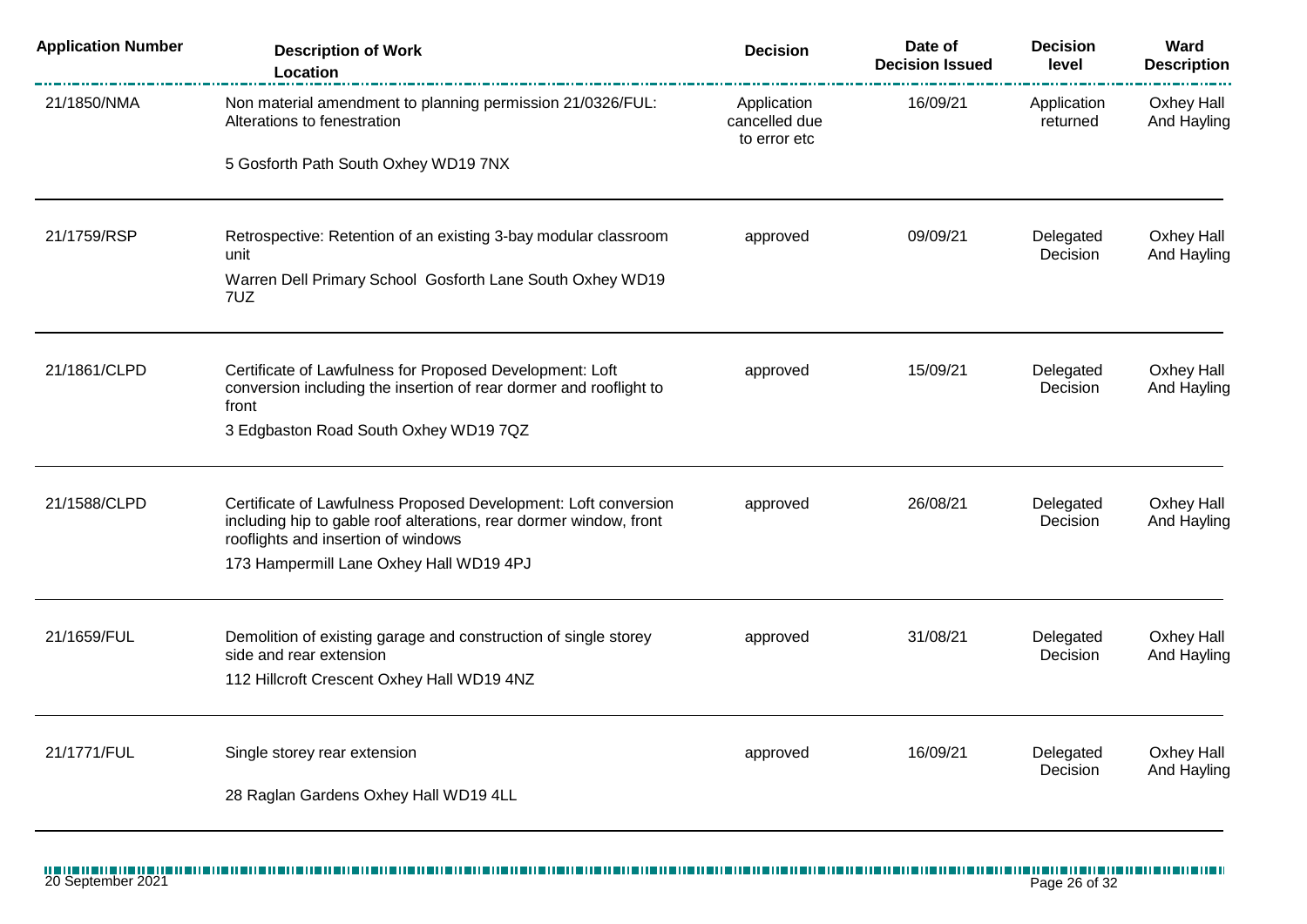| Application Number | Description of Work<br>Location | Decision | Date of Decision Issued | Decision level | Ward Description |
|---|---|---|---|---|---|
| 21/1850/NMA | Non material amendment to planning permission 21/0326/FUL: Alterations to fenestration<br>5 Gosforth Path South Oxhey WD19 7NX | Application cancelled due to error etc | 16/09/21 | Application returned | Oxhey Hall And Hayling |
| 21/1759/RSP | Retrospective: Retention of an existing 3-bay modular classroom unit<br>Warren Dell Primary School Gosforth Lane South Oxhey WD19 7UZ | approved | 09/09/21 | Delegated Decision | Oxhey Hall And Hayling |
| 21/1861/CLPD | Certificate of Lawfulness for Proposed Development: Loft conversion including the insertion of rear dormer and rooflight to front<br>3 Edgbaston Road South Oxhey WD19 7QZ | approved | 15/09/21 | Delegated Decision | Oxhey Hall And Hayling |
| 21/1588/CLPD | Certificate of Lawfulness Proposed Development: Loft conversion including hip to gable roof alterations, rear dormer window, front rooflights and insertion of windows<br>173 Hampermill Lane Oxhey Hall WD19 4PJ | approved | 26/08/21 | Delegated Decision | Oxhey Hall And Hayling |
| 21/1659/FUL | Demolition of existing garage and construction of single storey side and rear extension<br>112 Hillcroft Crescent Oxhey Hall WD19 4NZ | approved | 31/08/21 | Delegated Decision | Oxhey Hall And Hayling |
| 21/1771/FUL | Single storey rear extension<br>28 Raglan Gardens Oxhey Hall WD19 4LL | approved | 16/09/21 | Delegated Decision | Oxhey Hall And Hayling |

20 September 2021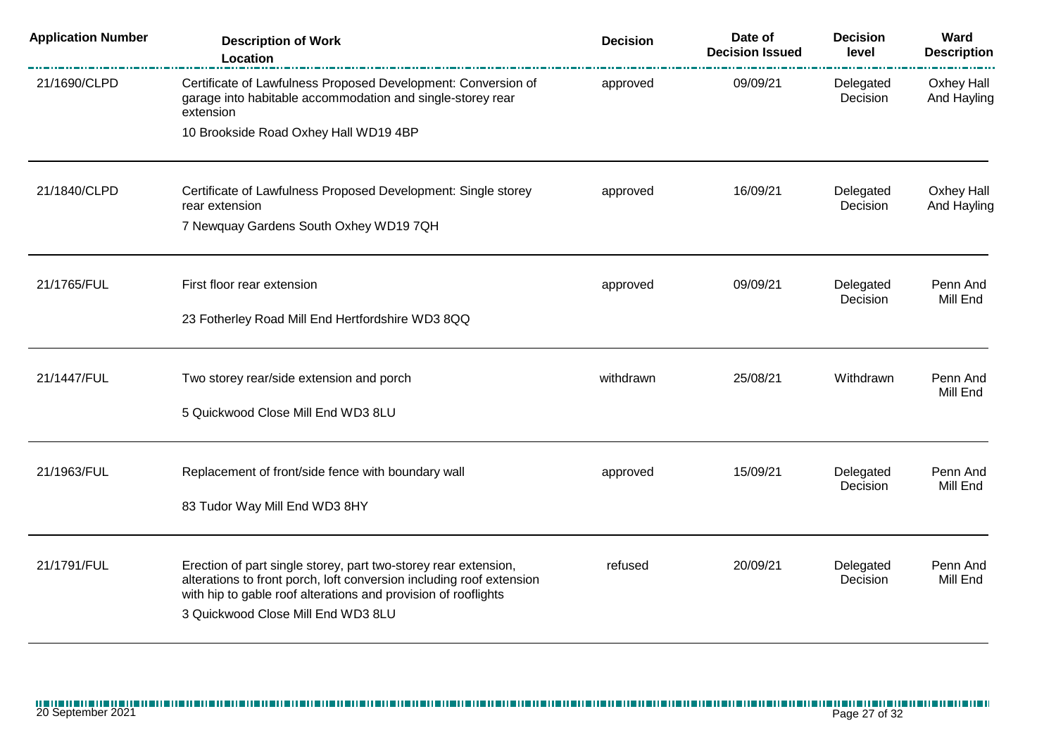| Application Number | Description of Work<br>Location | Decision | Date of Decision Issued | Decision level | Ward Description |
|---|---|---|---|---|---|
| 21/1690/CLPD | Certificate of Lawfulness Proposed Development: Conversion of garage into habitable accommodation and single-storey rear extension<br>10 Brookside Road Oxhey Hall WD19 4BP | approved | 09/09/21 | Delegated Decision | Oxhey Hall And Hayling |
| 21/1840/CLPD | Certificate of Lawfulness Proposed Development: Single storey rear extension<br>7 Newquay Gardens South Oxhey WD19 7QH | approved | 16/09/21 | Delegated Decision | Oxhey Hall And Hayling |
| 21/1765/FUL | First floor rear extension<br>23 Fotherley Road Mill End Hertfordshire WD3 8QQ | approved | 09/09/21 | Delegated Decision | Penn And Mill End |
| 21/1447/FUL | Two storey rear/side extension and porch<br>5 Quickwood Close Mill End WD3 8LU | withdrawn | 25/08/21 | Withdrawn | Penn And Mill End |
| 21/1963/FUL | Replacement of front/side fence with boundary wall<br>83 Tudor Way Mill End WD3 8HY | approved | 15/09/21 | Delegated Decision | Penn And Mill End |
| 21/1791/FUL | Erection of part single storey, part two-storey rear extension, alterations to front porch, loft conversion including roof extension with hip to gable roof alterations and provision of rooflights<br>3 Quickwood Close Mill End WD3 8LU | refused | 20/09/21 | Delegated Decision | Penn And Mill End |

20 September 2021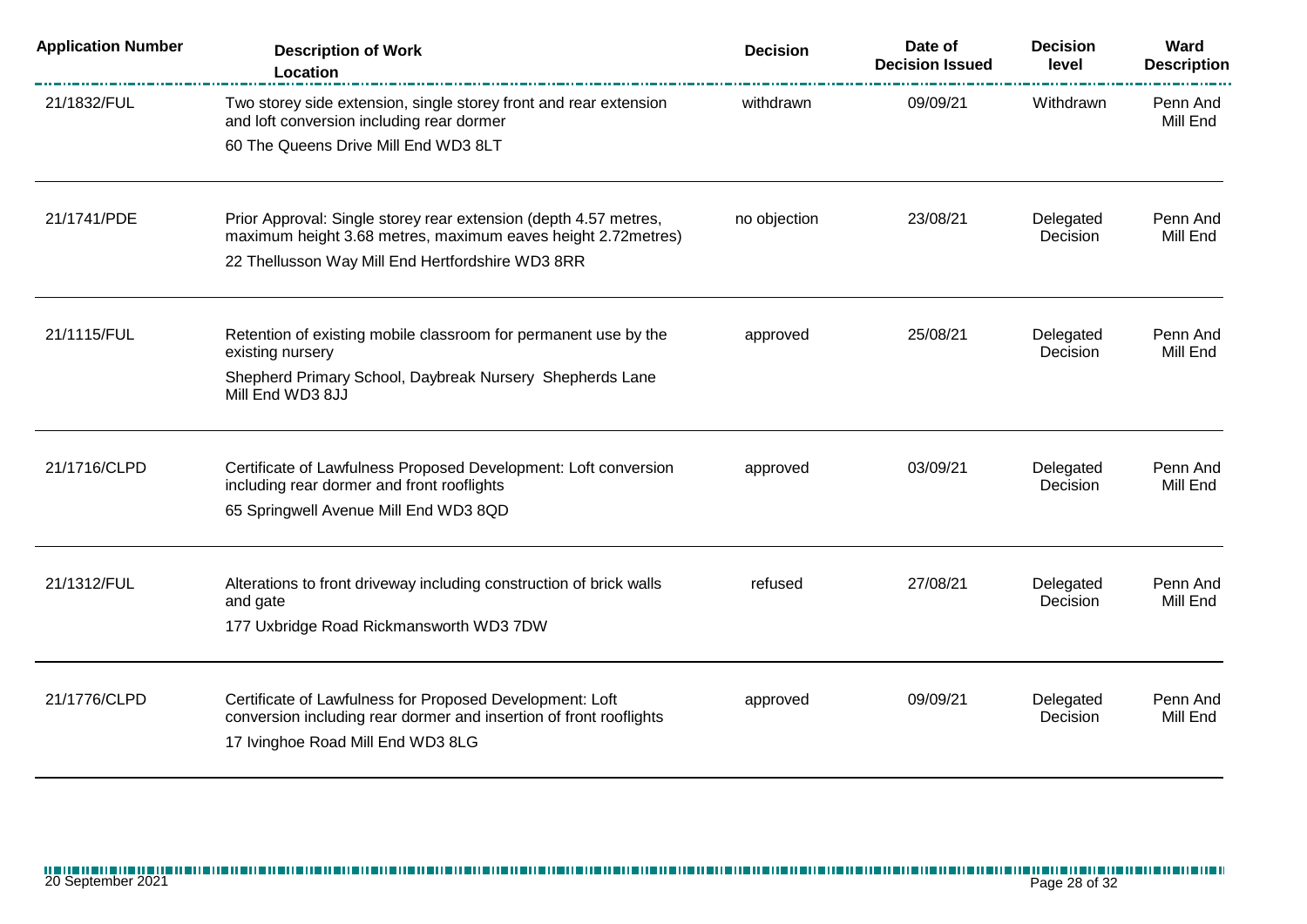| Application Number | Description of Work<br>Location | Decision | Date of Decision Issued | Decision level | Ward Description |
|---|---|---|---|---|---|
| 21/1832/FUL | Two storey side extension, single storey front and rear extension and loft conversion including rear dormer<br>60 The Queens Drive Mill End WD3 8LT | withdrawn | 09/09/21 | Withdrawn | Penn And Mill End |
| 21/1741/PDE | Prior Approval: Single storey rear extension (depth 4.57 metres, maximum height 3.68 metres, maximum eaves height 2.72metres)<br>22 Thellusson Way Mill End Hertfordshire WD3 8RR | no objection | 23/08/21 | Delegated Decision | Penn And Mill End |
| 21/1115/FUL | Retention of existing mobile classroom for permanent use by the existing nursery<br>Shepherd Primary School, Daybreak Nursery Shepherds Lane Mill End WD3 8JJ | approved | 25/08/21 | Delegated Decision | Penn And Mill End |
| 21/1716/CLPD | Certificate of Lawfulness Proposed Development: Loft conversion including rear dormer and front rooflights<br>65 Springwell Avenue Mill End WD3 8QD | approved | 03/09/21 | Delegated Decision | Penn And Mill End |
| 21/1312/FUL | Alterations to front driveway including construction of brick walls and gate<br>177 Uxbridge Road Rickmansworth WD3 7DW | refused | 27/08/21 | Delegated Decision | Penn And Mill End |
| 21/1776/CLPD | Certificate of Lawfulness for Proposed Development: Loft conversion including rear dormer and insertion of front rooflights<br>17 Ivinghoe Road Mill End WD3 8LG | approved | 09/09/21 | Delegated Decision | Penn And Mill End |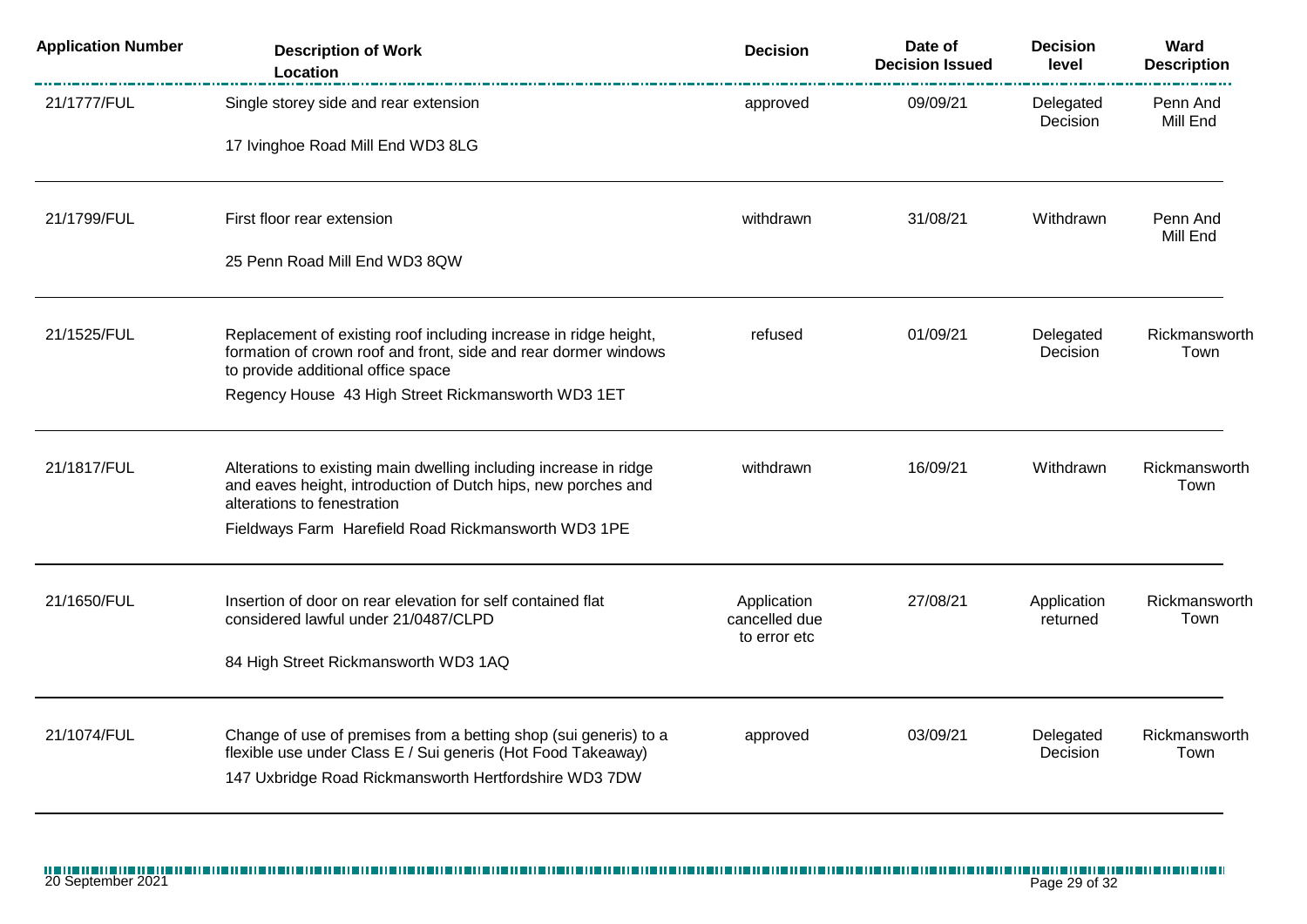| Application Number | Description of Work<br>Location | Decision | Date of Decision Issued | Decision level | Ward Description |
|---|---|---|---|---|---|
| 21/1777/FUL | Single storey side and rear extension<br>17 Ivinghoe Road Mill End WD3 8LG | approved | 09/09/21 | Delegated Decision | Penn And Mill End |
| 21/1799/FUL | First floor rear extension<br>25 Penn Road Mill End WD3 8QW | withdrawn | 31/08/21 | Withdrawn | Penn And Mill End |
| 21/1525/FUL | Replacement of existing roof including increase in ridge height, formation of crown roof and front, side and rear dormer windows to provide additional office space<br>Regency House 43 High Street Rickmansworth WD3 1ET | refused | 01/09/21 | Delegated Decision | Rickmansworth Town |
| 21/1817/FUL | Alterations to existing main dwelling including increase in ridge and eaves height, introduction of Dutch hips, new porches and alterations to fenestration<br>Fieldways Farm Harefield Road Rickmansworth WD3 1PE | withdrawn | 16/09/21 | Withdrawn | Rickmansworth Town |
| 21/1650/FUL | Insertion of door on rear elevation for self contained flat considered lawful under 21/0487/CLPD<br>84 High Street Rickmansworth WD3 1AQ | Application cancelled due to error etc | 27/08/21 | Application returned | Rickmansworth Town |
| 21/1074/FUL | Change of use of premises from a betting shop (sui generis) to a flexible use under Class E / Sui generis (Hot Food Takeaway)<br>147 Uxbridge Road Rickmansworth Hertfordshire WD3 7DW | approved | 03/09/21 | Delegated Decision | Rickmansworth Town |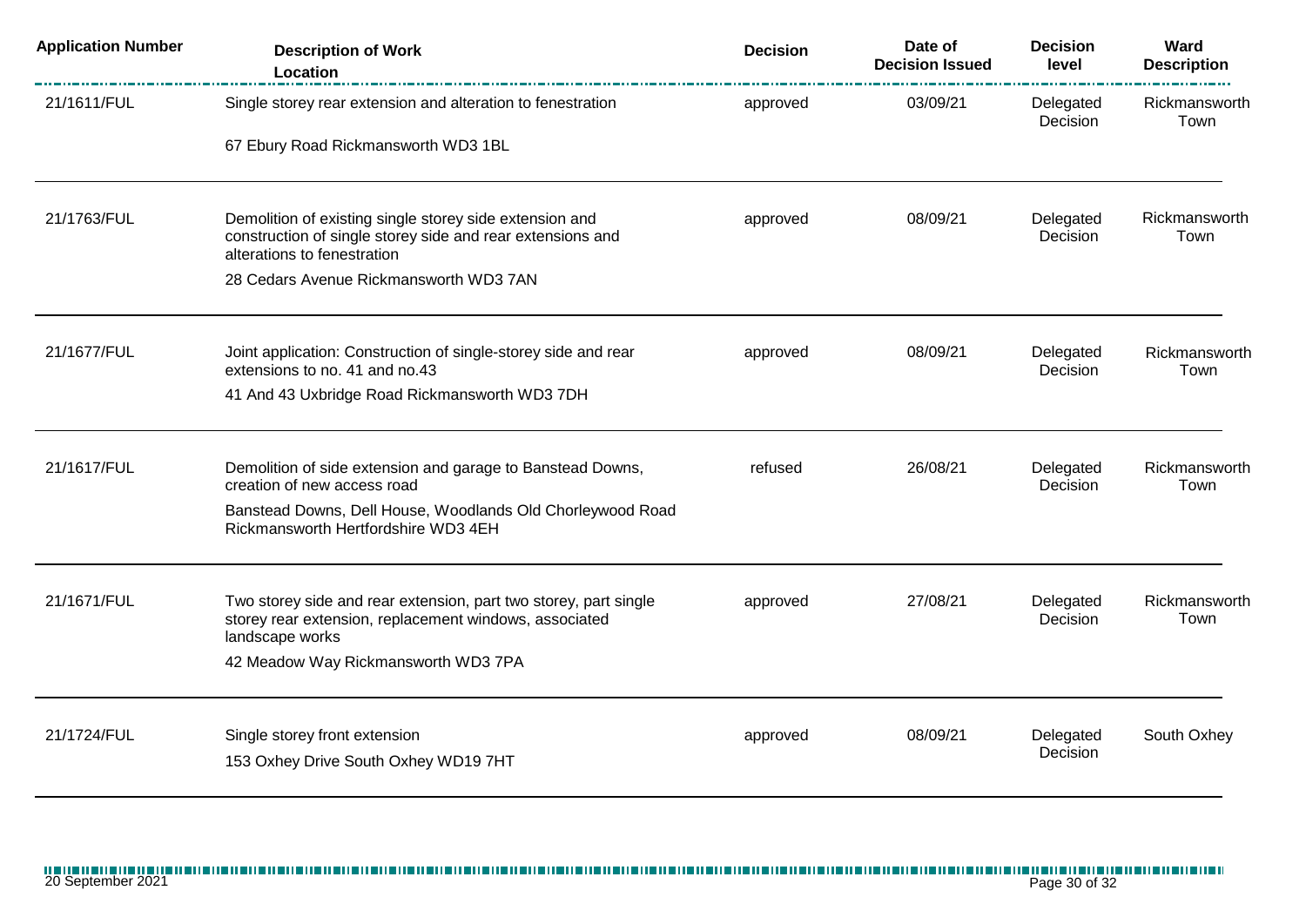| Application Number | Description of Work<br>Location | Decision | Date of Decision Issued | Decision level | Ward Description |
|---|---|---|---|---|---|
| 21/1611/FUL | Single storey rear extension and alteration to fenestration<br>67 Ebury Road Rickmansworth WD3 1BL | approved | 03/09/21 | Delegated Decision | Rickmansworth Town |
| 21/1763/FUL | Demolition of existing single storey side extension and construction of single storey side and rear extensions and alterations to fenestration<br>28 Cedars Avenue Rickmansworth WD3 7AN | approved | 08/09/21 | Delegated Decision | Rickmansworth Town |
| 21/1677/FUL | Joint application: Construction of single-storey side and rear extensions to no. 41 and no.43<br>41 And 43 Uxbridge Road Rickmansworth WD3 7DH | approved | 08/09/21 | Delegated Decision | Rickmansworth Town |
| 21/1617/FUL | Demolition of side extension and garage to Banstead Downs, creation of new access road<br>Banstead Downs, Dell House, Woodlands Old Chorleywood Road Rickmansworth Hertfordshire WD3 4EH | refused | 26/08/21 | Delegated Decision | Rickmansworth Town |
| 21/1671/FUL | Two storey side and rear extension, part two storey, part single storey rear extension, replacement windows, associated landscape works<br>42 Meadow Way Rickmansworth WD3 7PA | approved | 27/08/21 | Delegated Decision | Rickmansworth Town |
| 21/1724/FUL | Single storey front extension<br>153 Oxhey Drive South Oxhey WD19 7HT | approved | 08/09/21 | Delegated Decision | South Oxhey |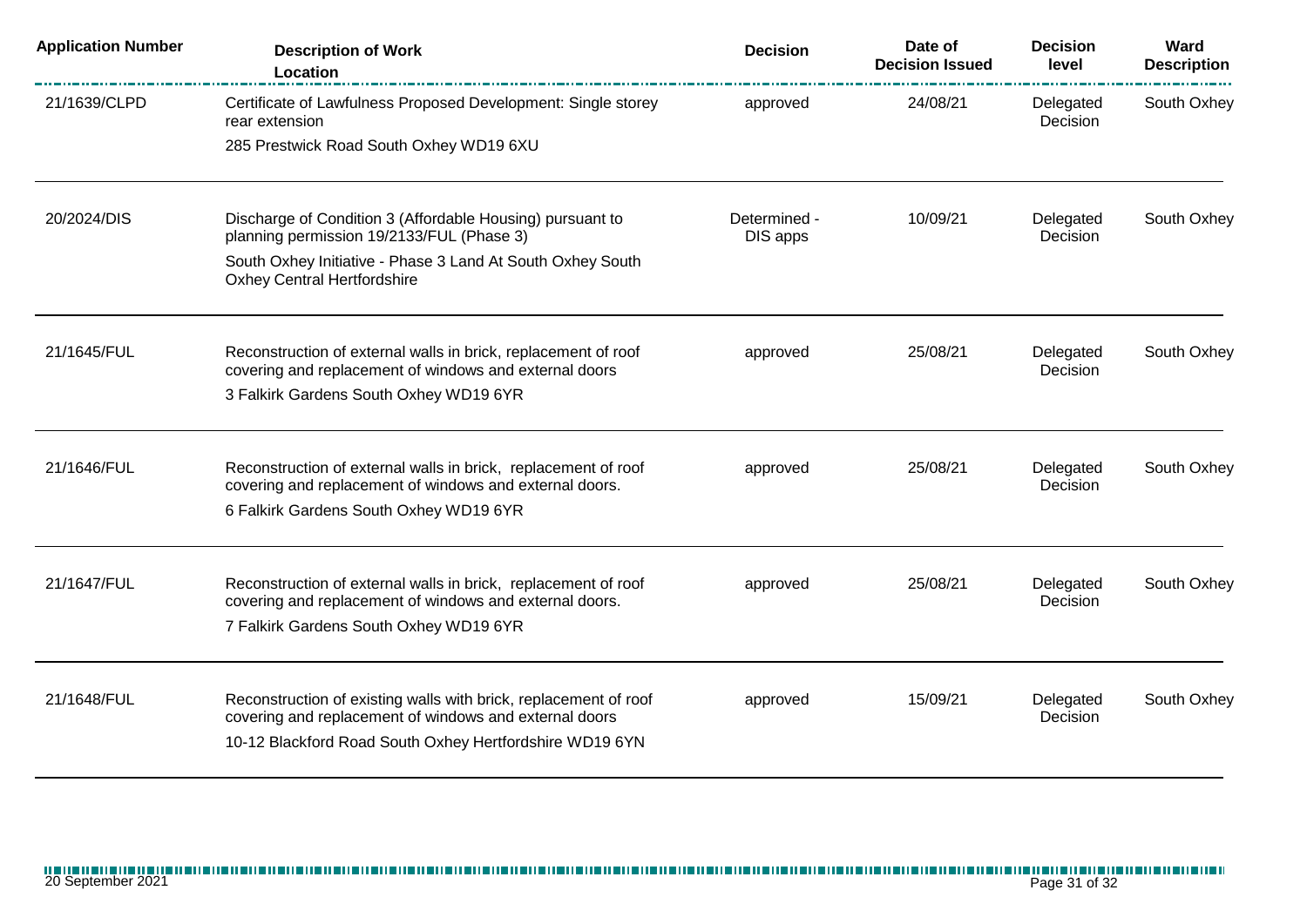| Application Number | Description of Work<br>Location | Decision | Date of Decision Issued | Decision level | Ward Description |
|---|---|---|---|---|---|
| 21/1639/CLPD | Certificate of Lawfulness Proposed Development: Single storey rear extension<br>285 Prestwick Road South Oxhey WD19 6XU | approved | 24/08/21 | Delegated Decision | South Oxhey |
| 20/2024/DIS | Discharge of Condition 3 (Affordable Housing) pursuant to planning permission 19/2133/FUL (Phase 3)<br>South Oxhey Initiative - Phase 3 Land At South Oxhey South Oxhey Central Hertfordshire | Determined - DIS apps | 10/09/21 | Delegated Decision | South Oxhey |
| 21/1645/FUL | Reconstruction of external walls in brick, replacement of roof covering and replacement of windows and external doors<br>3 Falkirk Gardens South Oxhey WD19 6YR | approved | 25/08/21 | Delegated Decision | South Oxhey |
| 21/1646/FUL | Reconstruction of external walls in brick, replacement of roof covering and replacement of windows and external doors.<br>6 Falkirk Gardens South Oxhey WD19 6YR | approved | 25/08/21 | Delegated Decision | South Oxhey |
| 21/1647/FUL | Reconstruction of external walls in brick, replacement of roof covering and replacement of windows and external doors.<br>7 Falkirk Gardens South Oxhey WD19 6YR | approved | 25/08/21 | Delegated Decision | South Oxhey |
| 21/1648/FUL | Reconstruction of existing walls with brick, replacement of roof covering and replacement of windows and external doors<br>10-12 Blackford Road South Oxhey Hertfordshire WD19 6YN | approved | 15/09/21 | Delegated Decision | South Oxhey |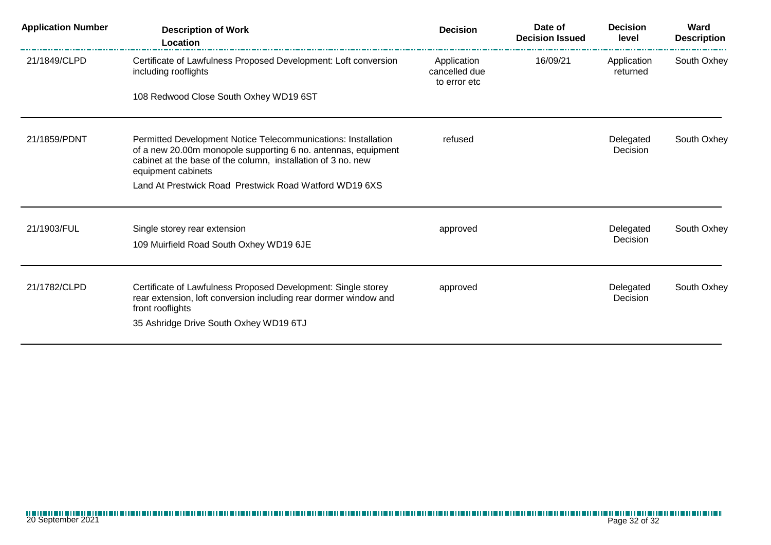| Application Number | Description of Work<br>Location | Decision | Date of Decision Issued | Decision level | Ward Description |
|---|---|---|---|---|---|
| 21/1849/CLPD | Certificate of Lawfulness Proposed Development: Loft conversion including rooflights<br>108 Redwood Close South Oxhey WD19 6ST | Application cancelled due to error etc | 16/09/21 | Application returned | South Oxhey |
| 21/1859/PDNT | Permitted Development Notice Telecommunications: Installation of a new 20.00m monopole supporting 6 no. antennas, equipment cabinet at the base of the column, installation of 3 no. new equipment cabinets<br>Land At Prestwick Road Prestwick Road Watford WD19 6XS | refused | | Delegated Decision | South Oxhey |
| 21/1903/FUL | Single storey rear extension<br>109 Muirfield Road South Oxhey WD19 6JE | approved | | Delegated Decision | South Oxhey |
| 21/1782/CLPD | Certificate of Lawfulness Proposed Development: Single storey rear extension, loft conversion including rear dormer window and front rooflights<br>35 Ashridge Drive South Oxhey WD19 6TJ | approved | | Delegated Decision | South Oxhey |